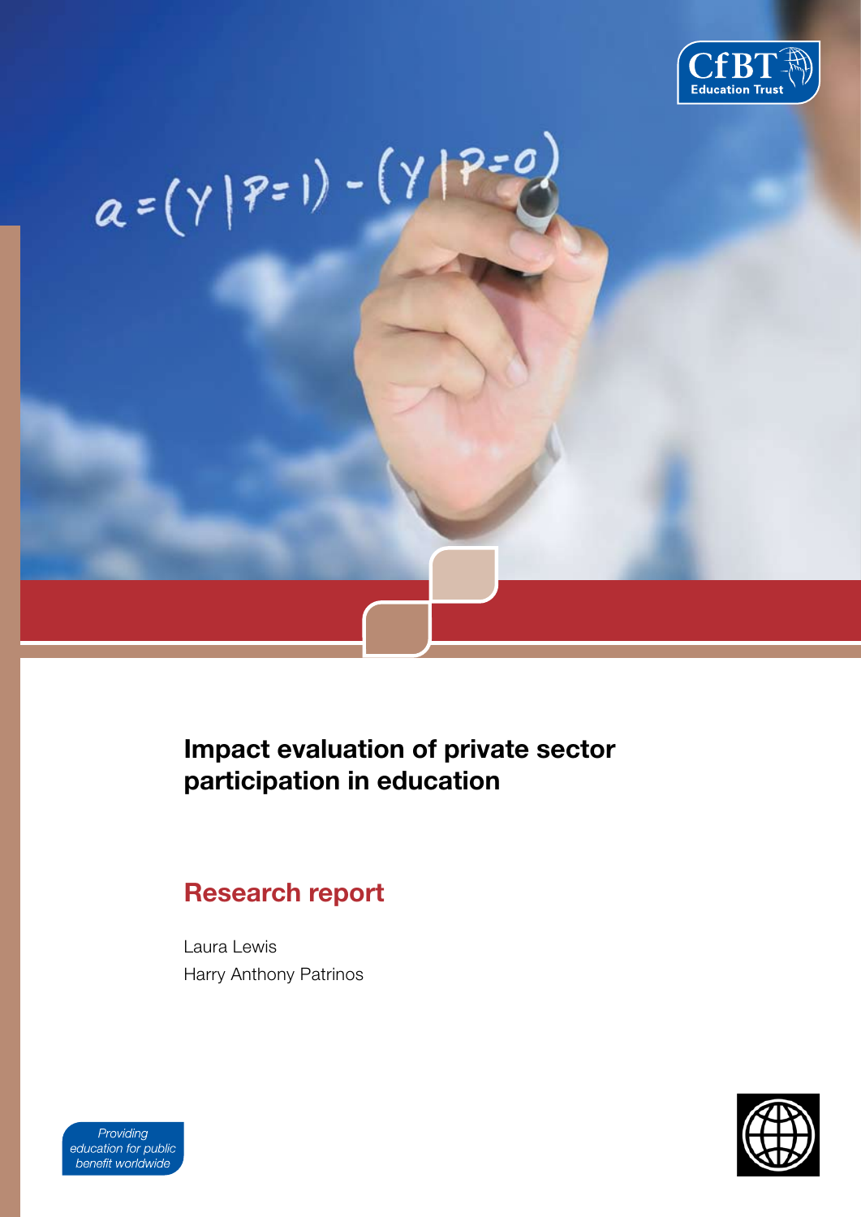# Impact evaluation of private sector participation in education

## Research report

Laura Lewis
Harry Anthony Patrinos

*Providing education for public benefit worldwide*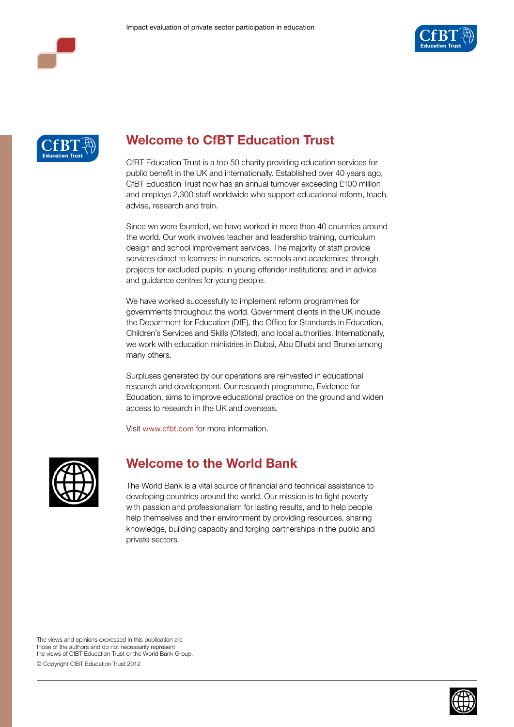## Welcome to CfBT Education Trust

CfBT Education Trust is a top 50 charity providing education services for public benefit in the UK and internationally. Established over 40 years ago, CfBT Education Trust now has an annual turnover exceeding £100 million and employs 2,300 staff worldwide who support educational reform, teach, advise, research and train.

Since we were founded, we have worked in more than 40 countries around the world. Our work involves teacher and leadership training, curriculum design and school improvement services. The majority of staff provide services direct to learners: in nurseries, schools and academies; through projects for excluded pupils; in young offender institutions; and in advice and guidance centres for young people.

We have worked successfully to implement reform programmes for governments throughout the world. Government clients in the UK include the Department for Education (DfE), the Office for Standards in Education, Children's Services and Skills (Ofsted), and local authorities. Internationally, we work with education ministries in Dubai, Abu Dhabi and Brunei among many others.

Surpluses generated by our operations are reinvested in educational research and development. Our research programme, Evidence for Education, aims to improve educational practice on the ground and widen access to research in the UK and overseas.

Visit www.cfbt.com for more information.

## Welcome to the World Bank

The World Bank is a vital source of financial and technical assistance to developing countries around the world. Our mission is to fight poverty with passion and professionalism for lasting results, and to help people help themselves and their environment by providing resources, sharing knowledge, building capacity and forging partnerships in the public and private sectors.

The views and opinions expressed in this publication are those of the authors and do not necessarily represent the views of CfBT Education Trust or the World Bank Group.

© Copyright CfBT Education Trust 2012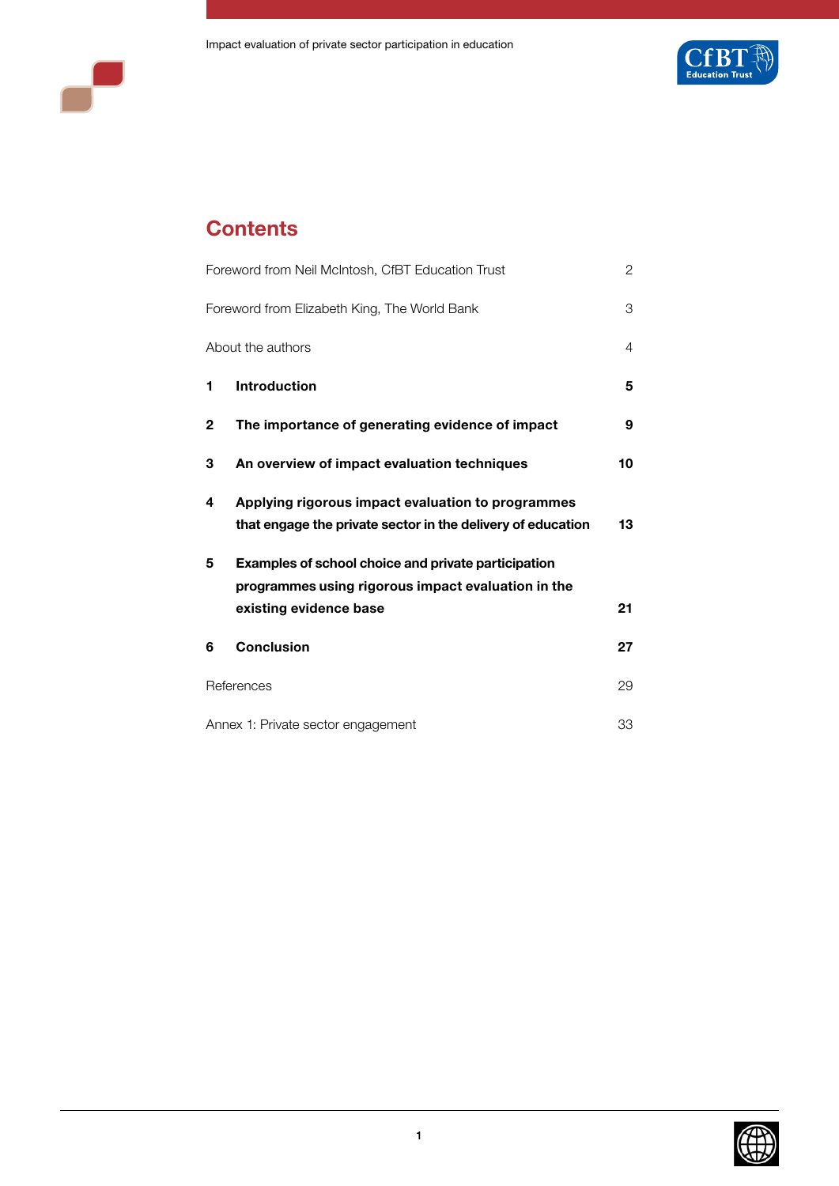# Contents

| | |
|---|---|
| Foreword from Neil McIntosh, CfBT Education Trust | 2 |
| Foreword from Elizabeth King, The World Bank | 3 |
| About the authors | 4 |
| **1 Introduction** | **5** |
| **2 The importance of generating evidence of impact** | **9** |
| **3 An overview of impact evaluation techniques** | **10** |
| **4 Applying rigorous impact evaluation to programmes that engage the private sector in the delivery of education** | **13** |
| **5 Examples of school choice and private participation programmes using rigorous impact evaluation in the existing evidence base** | **21** |
| **6 Conclusion** | **27** |
| References | 29 |
| Annex 1: Private sector engagement | 33 |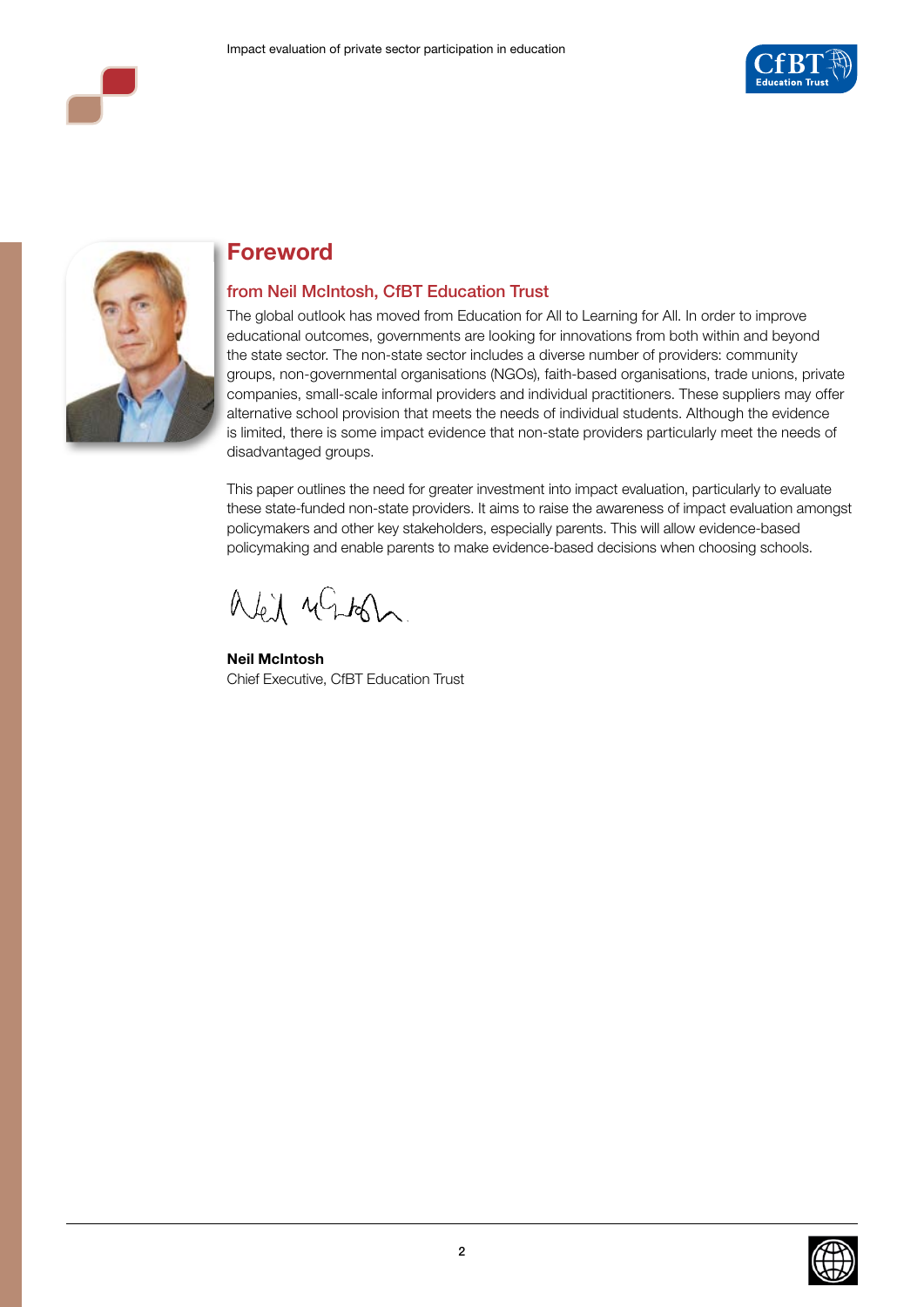# Foreword

## from Neil McIntosh, CfBT Education Trust

The global outlook has moved from Education for All to Learning for All. In order to improve educational outcomes, governments are looking for innovations from both within and beyond the state sector. The non-state sector includes a diverse number of providers: community groups, non-governmental organisations (NGOs), faith-based organisations, trade unions, private companies, small-scale informal providers and individual practitioners. These suppliers may offer alternative school provision that meets the needs of individual students. Although the evidence is limited, there is some impact evidence that non-state providers particularly meet the needs of disadvantaged groups.

This paper outlines the need for greater investment into impact evaluation, particularly to evaluate these state-funded non-state providers. It aims to raise the awareness of impact evaluation amongst policymakers and other key stakeholders, especially parents. This will allow evidence-based policymaking and enable parents to make evidence-based decisions when choosing schools.

**Neil McIntosh**
Chief Executive, CfBT Education Trust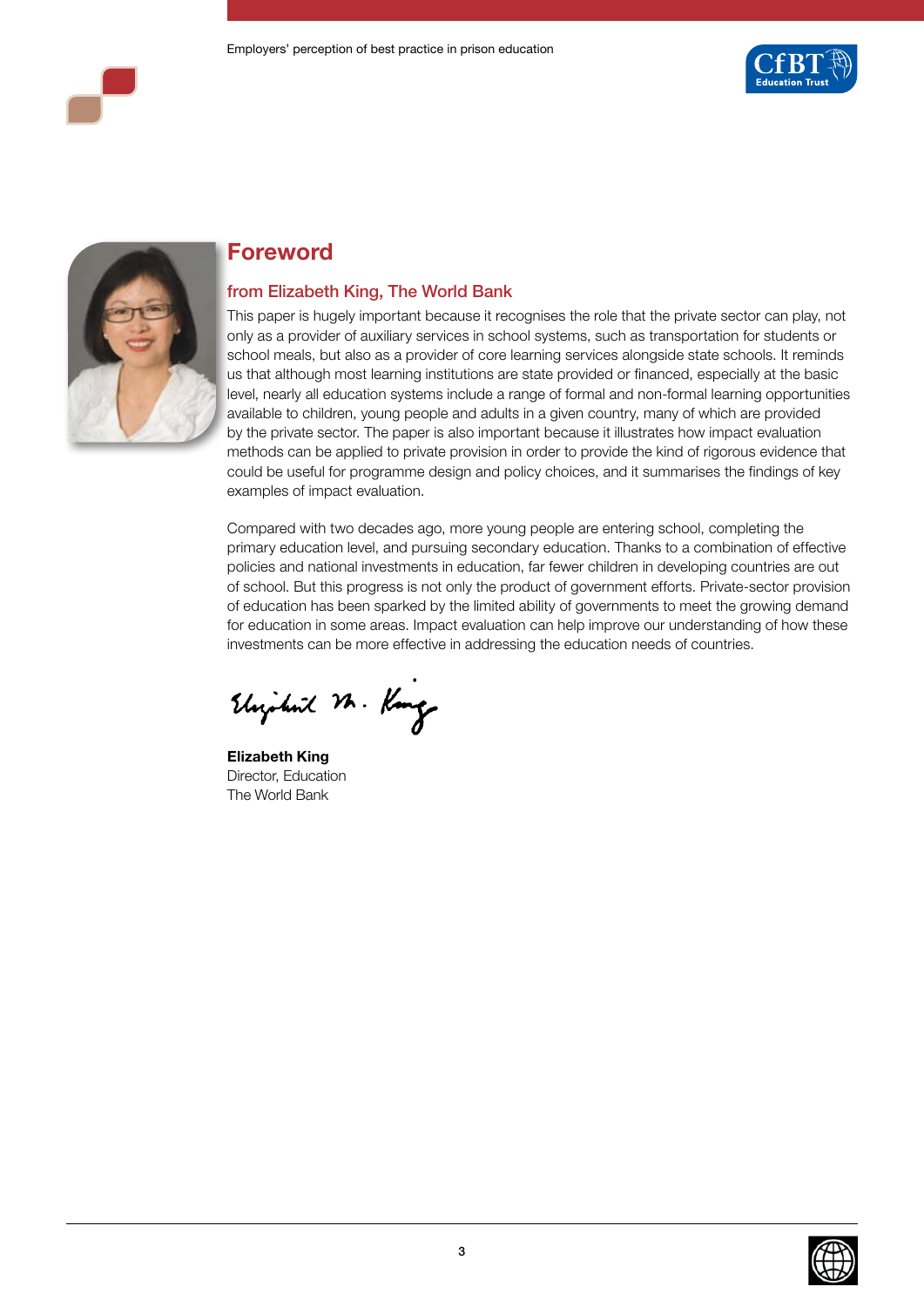# Foreword

## from Elizabeth King, The World Bank

This paper is hugely important because it recognises the role that the private sector can play, not only as a provider of auxiliary services in school systems, such as transportation for students or school meals, but also as a provider of core learning services alongside state schools. It reminds us that although most learning institutions are state provided or financed, especially at the basic level, nearly all education systems include a range of formal and non-formal learning opportunities available to children, young people and adults in a given country, many of which are provided by the private sector. The paper is also important because it illustrates how impact evaluation methods can be applied to private provision in order to provide the kind of rigorous evidence that could be useful for programme design and policy choices, and it summarises the findings of key examples of impact evaluation.

Compared with two decades ago, more young people are entering school, completing the primary education level, and pursuing secondary education. Thanks to a combination of effective policies and national investments in education, far fewer children in developing countries are out of school. But this progress is not only the product of government efforts. Private-sector provision of education has been sparked by the limited ability of governments to meet the growing demand for education in some areas. Impact evaluation can help improve our understanding of how these investments can be more effective in addressing the education needs of countries.

**Elizabeth King**
Director, Education
The World Bank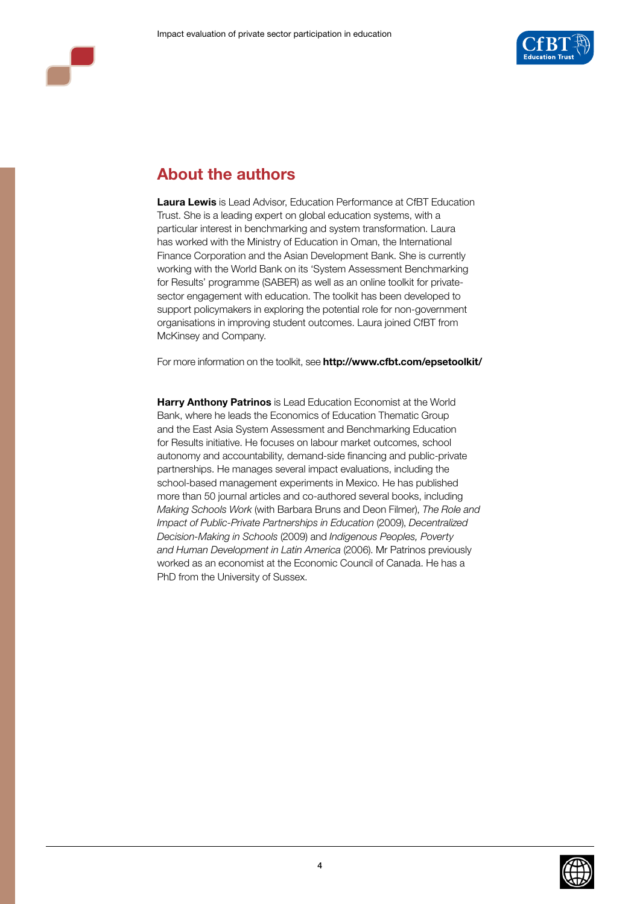## About the authors

**Laura Lewis** is Lead Advisor, Education Performance at CfBT Education Trust. She is a leading expert on global education systems, with a particular interest in benchmarking and system transformation. Laura has worked with the Ministry of Education in Oman, the International Finance Corporation and the Asian Development Bank. She is currently working with the World Bank on its 'System Assessment Benchmarking for Results' programme (SABER) as well as an online toolkit for private-sector engagement with education. The toolkit has been developed to support policymakers in exploring the potential role for non-government organisations in improving student outcomes. Laura joined CfBT from McKinsey and Company.

For more information on the toolkit, see **http://www.cfbt.com/epsetoolkit/**

**Harry Anthony Patrinos** is Lead Education Economist at the World Bank, where he leads the Economics of Education Thematic Group and the East Asia System Assessment and Benchmarking Education for Results initiative. He focuses on labour market outcomes, school autonomy and accountability, demand-side financing and public-private partnerships. He manages several impact evaluations, including the school-based management experiments in Mexico. He has published more than 50 journal articles and co-authored several books, including *Making Schools Work* (with Barbara Bruns and Deon Filmer), *The Role and Impact of Public-Private Partnerships in Education* (2009), *Decentralized Decision-Making in Schools* (2009) and *Indigenous Peoples, Poverty and Human Development in Latin America* (2006). Mr Patrinos previously worked as an economist at the Economic Council of Canada. He has a PhD from the University of Sussex.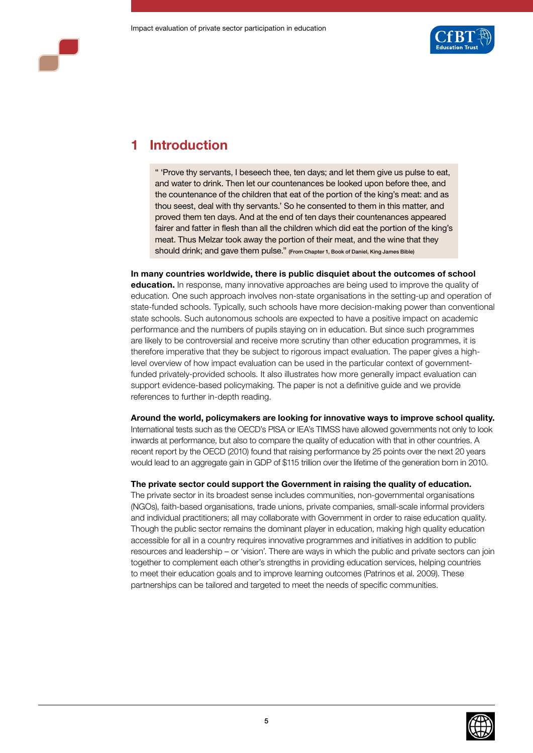# 1 Introduction

> " 'Prove thy servants, I beseech thee, ten days; and let them give us pulse to eat, and water to drink. Then let our countenances be looked upon before thee, and the countenance of the children that eat of the portion of the king's meat: and as thou seest, deal with thy servants.' So he consented to them in this matter, and proved them ten days. And at the end of ten days their countenances appeared fairer and fatter in flesh than all the children which did eat the portion of the king's meat. Thus Melzar took away the portion of their meat, and the wine that they should drink; and gave them pulse." (From Chapter 1, Book of Daniel, King James Bible)

**In many countries worldwide, there is public disquiet about the outcomes of school education.** In response, many innovative approaches are being used to improve the quality of education. One such approach involves non-state organisations in the setting-up and operation of state-funded schools. Typically, such schools have more decision-making power than conventional state schools. Such autonomous schools are expected to have a positive impact on academic performance and the numbers of pupils staying on in education. But since such programmes are likely to be controversial and receive more scrutiny than other education programmes, it is therefore imperative that they be subject to rigorous impact evaluation. The paper gives a high-level overview of how impact evaluation can be used in the particular context of government-funded privately-provided schools. It also illustrates how more generally impact evaluation can support evidence-based policymaking. The paper is not a definitive guide and we provide references to further in-depth reading.

**Around the world, policymakers are looking for innovative ways to improve school quality.** International tests such as the OECD's PISA or IEA's TIMSS have allowed governments not only to look inwards at performance, but also to compare the quality of education with that in other countries. A recent report by the OECD (2010) found that raising performance by 25 points over the next 20 years would lead to an aggregate gain in GDP of $115 trillion over the lifetime of the generation born in 2010.

**The private sector could support the Government in raising the quality of education.** The private sector in its broadest sense includes communities, non-governmental organisations (NGOs), faith-based organisations, trade unions, private companies, small-scale informal providers and individual practitioners; all may collaborate with Government in order to raise education quality. Though the public sector remains the dominant player in education, making high quality education accessible for all in a country requires innovative programmes and initiatives in addition to public resources and leadership – or 'vision'. There are ways in which the public and private sectors can join together to complement each other's strengths in providing education services, helping countries to meet their education goals and to improve learning outcomes (Patrinos et al. 2009). These partnerships can be tailored and targeted to meet the needs of specific communities.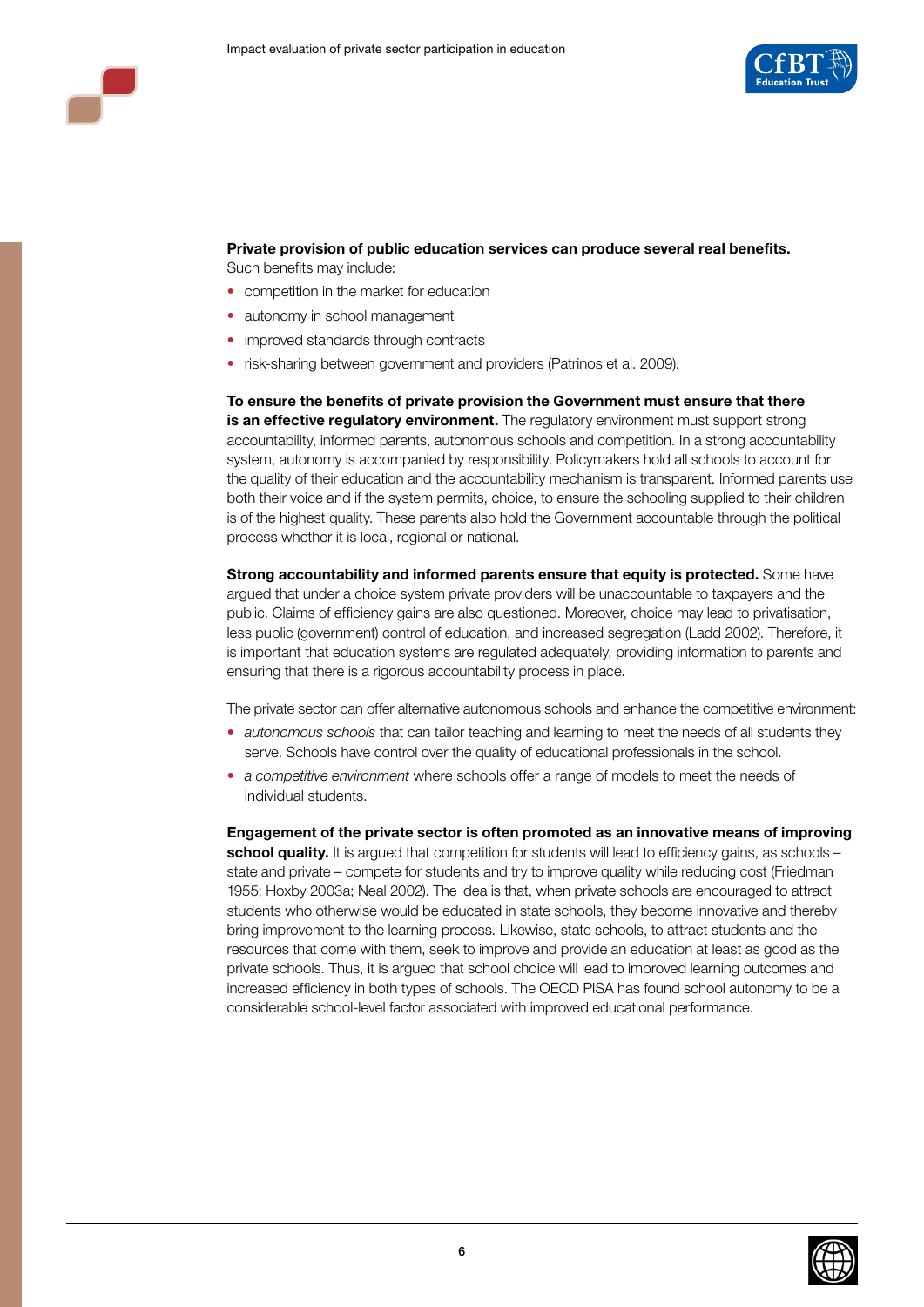**Private provision of public education services can produce several real benefits.** Such benefits may include:

- competition in the market for education
- autonomy in school management
- improved standards through contracts
- risk-sharing between government and providers (Patrinos et al. 2009).

**To ensure the benefits of private provision the Government must ensure that there is an effective regulatory environment.** The regulatory environment must support strong accountability, informed parents, autonomous schools and competition. In a strong accountability system, autonomy is accompanied by responsibility. Policymakers hold all schools to account for the quality of their education and the accountability mechanism is transparent. Informed parents use both their voice and if the system permits, choice, to ensure the schooling supplied to their children is of the highest quality. These parents also hold the Government accountable through the political process whether it is local, regional or national.

**Strong accountability and informed parents ensure that equity is protected.** Some have argued that under a choice system private providers will be unaccountable to taxpayers and the public. Claims of efficiency gains are also questioned. Moreover, choice may lead to privatisation, less public (government) control of education, and increased segregation (Ladd 2002). Therefore, it is important that education systems are regulated adequately, providing information to parents and ensuring that there is a rigorous accountability process in place.

The private sector can offer alternative autonomous schools and enhance the competitive environment:

- *autonomous schools* that can tailor teaching and learning to meet the needs of all students they serve. Schools have control over the quality of educational professionals in the school.
- *a competitive environment* where schools offer a range of models to meet the needs of individual students.

**Engagement of the private sector is often promoted as an innovative means of improving school quality.** It is argued that competition for students will lead to efficiency gains, as schools – state and private – compete for students and try to improve quality while reducing cost (Friedman 1955; Hoxby 2003a; Neal 2002). The idea is that, when private schools are encouraged to attract students who otherwise would be educated in state schools, they become innovative and thereby bring improvement to the learning process. Likewise, state schools, to attract students and the resources that come with them, seek to improve and provide an education at least as good as the private schools. Thus, it is argued that school choice will lead to improved learning outcomes and increased efficiency in both types of schools. The OECD PISA has found school autonomy to be a considerable school-level factor associated with improved educational performance.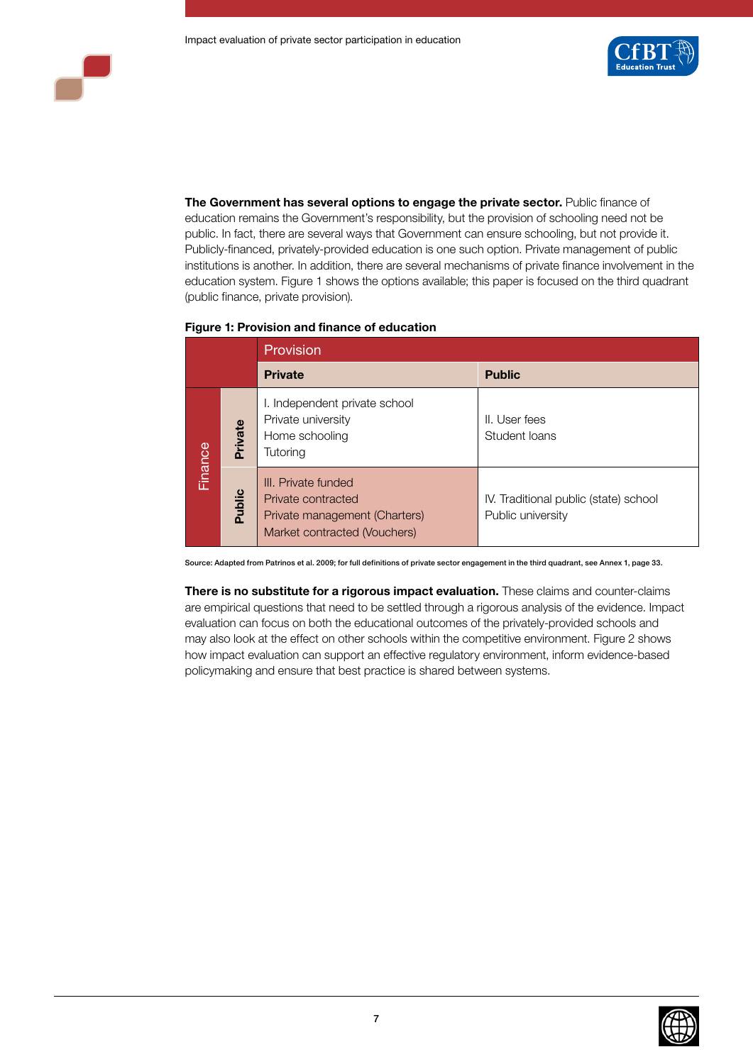**The Government has several options to engage the private sector.** Public finance of education remains the Government's responsibility, but the provision of schooling need not be public. In fact, there are several ways that Government can ensure schooling, but not provide it. Publicly-financed, privately-provided education is one such option. Private management of public institutions is another. In addition, there are several mechanisms of private finance involvement in the education system. Figure 1 shows the options available; this paper is focused on the third quadrant (public finance, private provision).

**Figure 1: Provision and finance of education**

| | | Provision | |
|---|---|---|---|
| | | **Private** | **Public** |
| Finance | **Private** | I. Independent private school<br>Private university<br>Home schooling<br>Tutoring | II. User fees<br>Student loans |
| | **Public** | III. Private funded<br>Private contracted<br>Private management (Charters)<br>Market contracted (Vouchers) | IV. Traditional public (state) school<br>Public university |

Source: Adapted from Patrinos et al. 2009; for full definitions of private sector engagement in the third quadrant, see Annex 1, page 33.

**There is no substitute for a rigorous impact evaluation.** These claims and counter-claims are empirical questions that need to be settled through a rigorous analysis of the evidence. Impact evaluation can focus on both the educational outcomes of the privately-provided schools and may also look at the effect on other schools within the competitive environment. Figure 2 shows how impact evaluation can support an effective regulatory environment, inform evidence-based policymaking and ensure that best practice is shared between systems.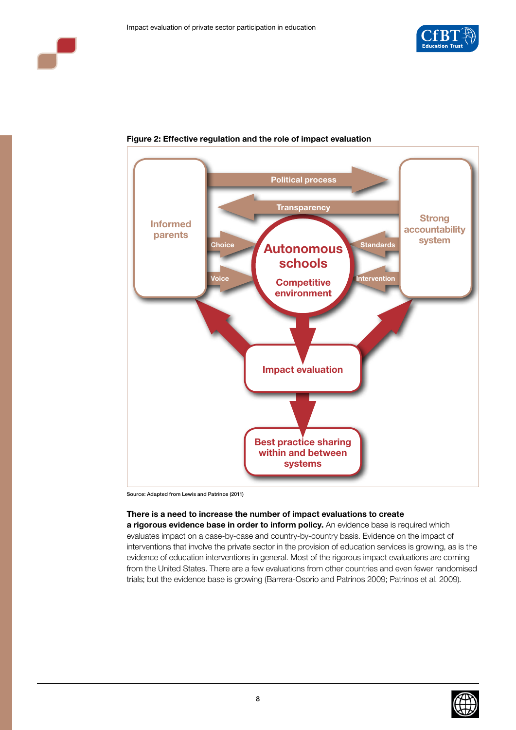**Figure 2: Effective regulation and the role of impact evaluation**

Source: Adapted from Lewis and Patrinos (2011)

**There is a need to increase the number of impact evaluations to create a rigorous evidence base in order to inform policy.** An evidence base is required which evaluates impact on a case-by-case and country-by-country basis. Evidence on the impact of interventions that involve the private sector in the provision of education services is growing, as is the evidence of education interventions in general. Most of the rigorous impact evaluations are coming from the United States. There are a few evaluations from other countries and even fewer randomised trials; but the evidence base is growing (Barrera-Osorio and Patrinos 2009; Patrinos et al. 2009).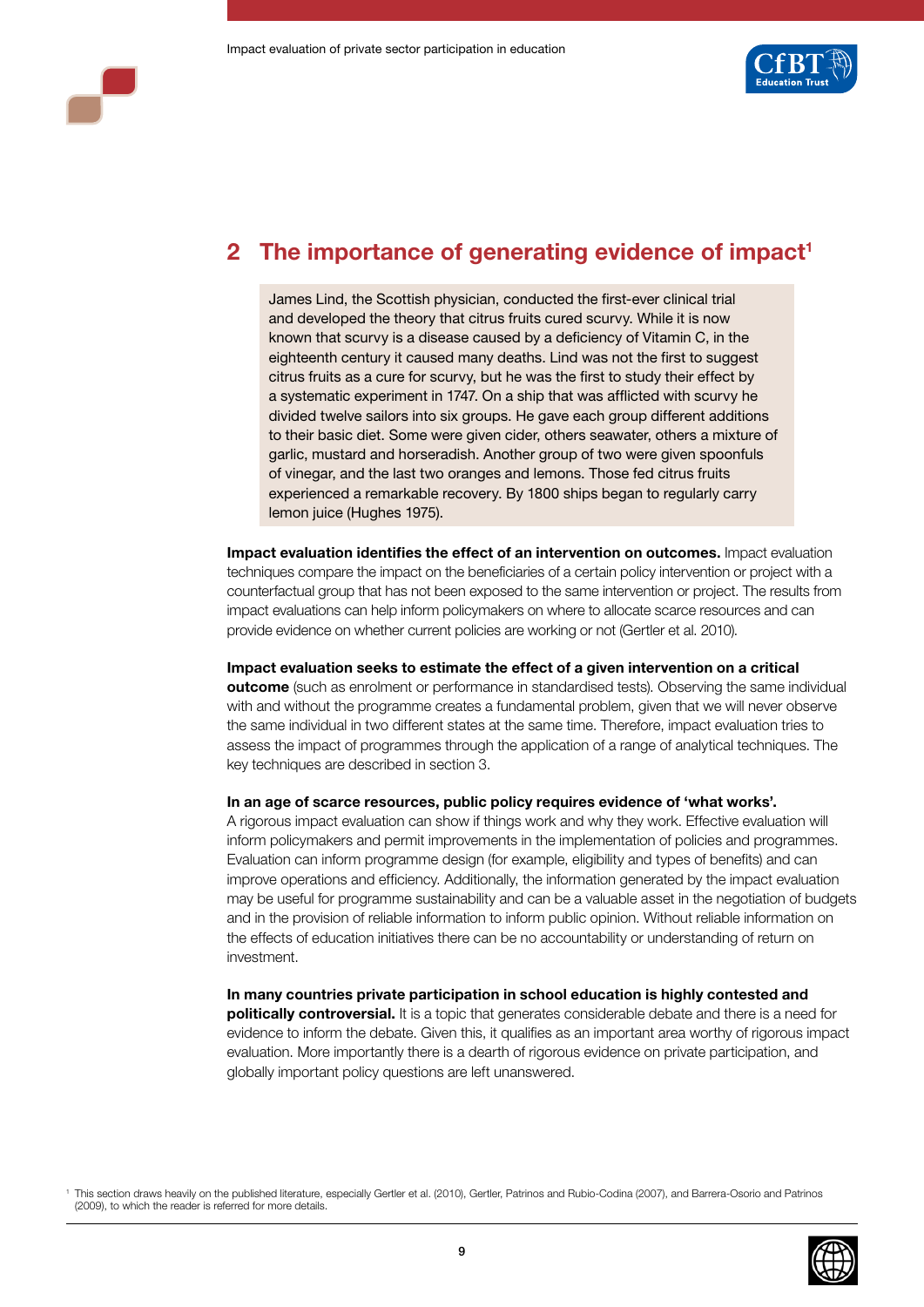## 2 The importance of generating evidence of impact[1]

> James Lind, the Scottish physician, conducted the first-ever clinical trial and developed the theory that citrus fruits cured scurvy. While it is now known that scurvy is a disease caused by a deficiency of Vitamin C, in the eighteenth century it caused many deaths. Lind was not the first to suggest citrus fruits as a cure for scurvy, but he was the first to study their effect by a systematic experiment in 1747. On a ship that was afflicted with scurvy he divided twelve sailors into six groups. He gave each group different additions to their basic diet. Some were given cider, others seawater, others a mixture of garlic, mustard and horseradish. Another group of two were given spoonfuls of vinegar, and the last two oranges and lemons. Those fed citrus fruits experienced a remarkable recovery. By 1800 ships began to regularly carry lemon juice (Hughes 1975).

**Impact evaluation identifies the effect of an intervention on outcomes.** Impact evaluation techniques compare the impact on the beneficiaries of a certain policy intervention or project with a counterfactual group that has not been exposed to the same intervention or project. The results from impact evaluations can help inform policymakers on where to allocate scarce resources and can provide evidence on whether current policies are working or not (Gertler et al. 2010).

**Impact evaluation seeks to estimate the effect of a given intervention on a critical outcome** (such as enrolment or performance in standardised tests). Observing the same individual with and without the programme creates a fundamental problem, given that we will never observe the same individual in two different states at the same time. Therefore, impact evaluation tries to assess the impact of programmes through the application of a range of analytical techniques. The key techniques are described in section 3.

**In an age of scarce resources, public policy requires evidence of 'what works'.** A rigorous impact evaluation can show if things work and why they work. Effective evaluation will inform policymakers and permit improvements in the implementation of policies and programmes. Evaluation can inform programme design (for example, eligibility and types of benefits) and can improve operations and efficiency. Additionally, the information generated by the impact evaluation may be useful for programme sustainability and can be a valuable asset in the negotiation of budgets and in the provision of reliable information to inform public opinion. Without reliable information on the effects of education initiatives there can be no accountability or understanding of return on investment.

**In many countries private participation in school education is highly contested and politically controversial.** It is a topic that generates considerable debate and there is a need for evidence to inform the debate. Given this, it qualifies as an important area worthy of rigorous impact evaluation. More importantly there is a dearth of rigorous evidence on private participation, and globally important policy questions are left unanswered.

[1] This section draws heavily on the published literature, especially Gertler et al. (2010), Gertler, Patrinos and Rubio-Codina (2007), and Barrera-Osorio and Patrinos (2009), to which the reader is referred for more details.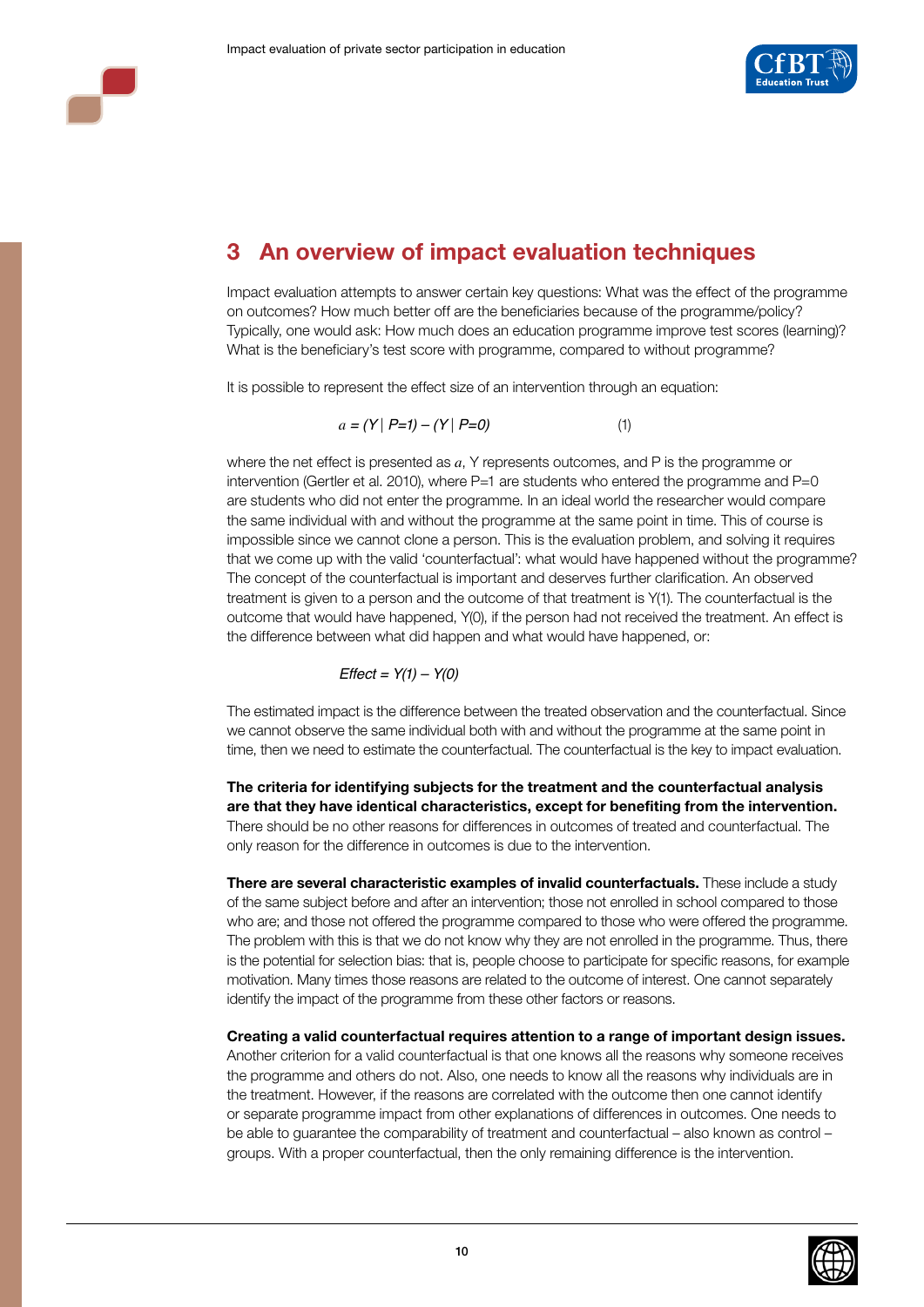# 3 An overview of impact evaluation techniques

Impact evaluation attempts to answer certain key questions: What was the effect of the programme on outcomes? How much better off are the beneficiaries because of the programme/policy? Typically, one would ask: How much does an education programme improve test scores (learning)? What is the beneficiary's test score with programme, compared to without programme?

It is possible to represent the effect size of an intervention through an equation:

$$a = (Y \mid P=1) - (Y \mid P=0) \qquad (1)$$

where the net effect is presented as $a$, Y represents outcomes, and P is the programme or intervention (Gertler et al. 2010), where P=1 are students who entered the programme and P=0 are students who did not enter the programme. In an ideal world the researcher would compare the same individual with and without the programme at the same point in time. This of course is impossible since we cannot clone a person. This is the evaluation problem, and solving it requires that we come up with the valid 'counterfactual': what would have happened without the programme? The concept of the counterfactual is important and deserves further clarification. An observed treatment is given to a person and the outcome of that treatment is Y(1). The counterfactual is the outcome that would have happened, Y(0), if the person had not received the treatment. An effect is the difference between what did happen and what would have happened, or:

$$Effect = Y(1) - Y(0)$$

The estimated impact is the difference between the treated observation and the counterfactual. Since we cannot observe the same individual both with and without the programme at the same point in time, then we need to estimate the counterfactual. The counterfactual is the key to impact evaluation.

**The criteria for identifying subjects for the treatment and the counterfactual analysis are that they have identical characteristics, except for benefiting from the intervention.** There should be no other reasons for differences in outcomes of treated and counterfactual. The only reason for the difference in outcomes is due to the intervention.

**There are several characteristic examples of invalid counterfactuals.** These include a study of the same subject before and after an intervention; those not enrolled in school compared to those who are; and those not offered the programme compared to those who were offered the programme. The problem with this is that we do not know why they are not enrolled in the programme. Thus, there is the potential for selection bias: that is, people choose to participate for specific reasons, for example motivation. Many times those reasons are related to the outcome of interest. One cannot separately identify the impact of the programme from these other factors or reasons.

**Creating a valid counterfactual requires attention to a range of important design issues.** Another criterion for a valid counterfactual is that one knows all the reasons why someone receives the programme and others do not. Also, one needs to know all the reasons why individuals are in the treatment. However, if the reasons are correlated with the outcome then one cannot identify or separate programme impact from other explanations of differences in outcomes. One needs to be able to guarantee the comparability of treatment and counterfactual – also known as control – groups. With a proper counterfactual, then the only remaining difference is the intervention.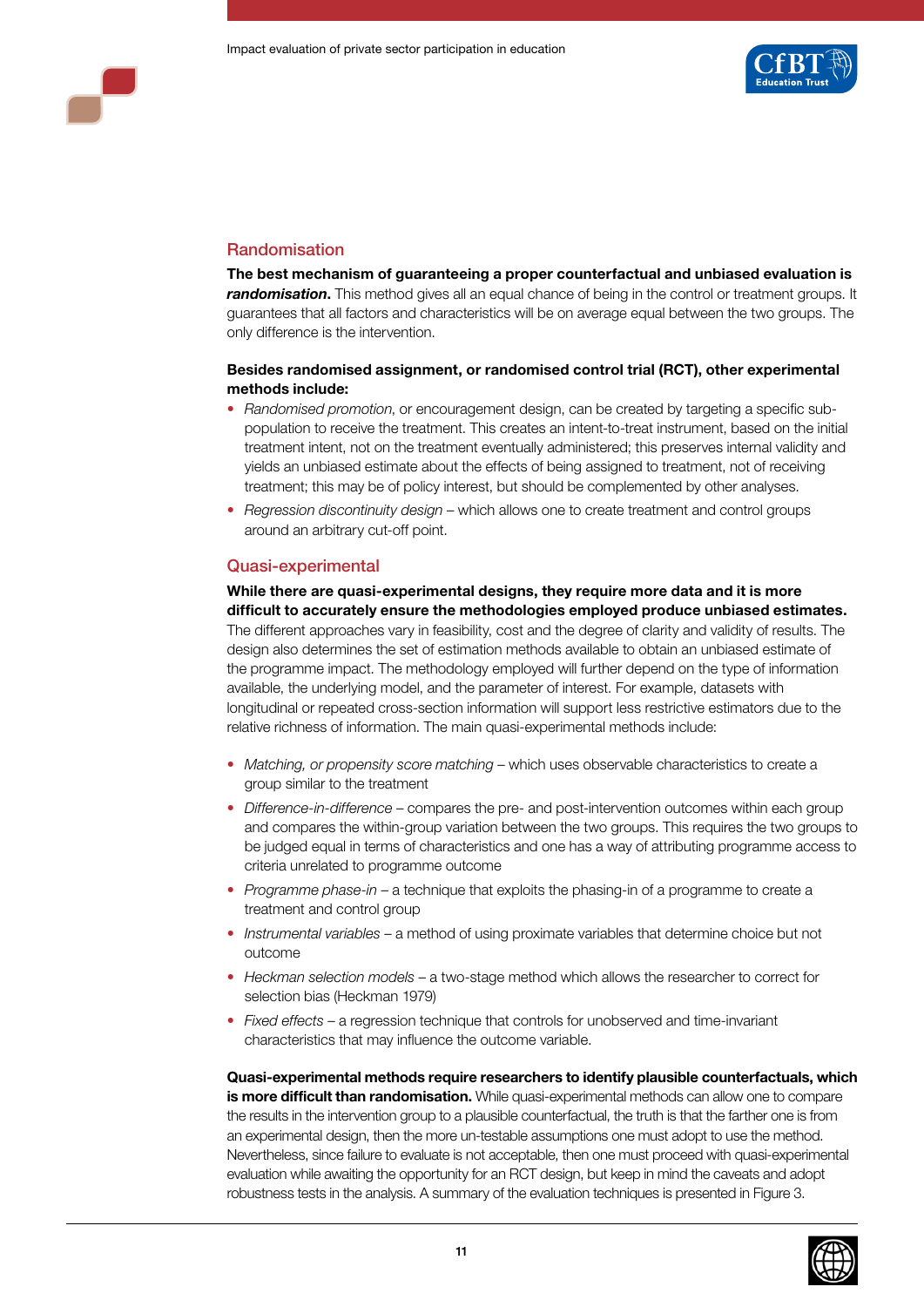## Randomisation

**The best mechanism of guaranteeing a proper counterfactual and unbiased evaluation is *randomisation*.** This method gives all an equal chance of being in the control or treatment groups. It guarantees that all factors and characteristics will be on average equal between the two groups. The only difference is the intervention.

**Besides randomised assignment, or randomised control trial (RCT), other experimental methods include:**

- *Randomised promotion*, or encouragement design, can be created by targeting a specific sub-population to receive the treatment. This creates an intent-to-treat instrument, based on the initial treatment intent, not on the treatment eventually administered; this preserves internal validity and yields an unbiased estimate about the effects of being assigned to treatment, not of receiving treatment; this may be of policy interest, but should be complemented by other analyses.
- *Regression discontinuity design* – which allows one to create treatment and control groups around an arbitrary cut-off point.

## Quasi-experimental

**While there are quasi-experimental designs, they require more data and it is more difficult to accurately ensure the methodologies employed produce unbiased estimates.** The different approaches vary in feasibility, cost and the degree of clarity and validity of results. The design also determines the set of estimation methods available to obtain an unbiased estimate of the programme impact. The methodology employed will further depend on the type of information available, the underlying model, and the parameter of interest. For example, datasets with longitudinal or repeated cross-section information will support less restrictive estimators due to the relative richness of information. The main quasi-experimental methods include:

- *Matching, or propensity score matching* – which uses observable characteristics to create a group similar to the treatment
- *Difference-in-difference* – compares the pre- and post-intervention outcomes within each group and compares the within-group variation between the two groups. This requires the two groups to be judged equal in terms of characteristics and one has a way of attributing programme access to criteria unrelated to programme outcome
- *Programme phase-in* – a technique that exploits the phasing-in of a programme to create a treatment and control group
- *Instrumental variables* – a method of using proximate variables that determine choice but not outcome
- *Heckman selection models* – a two-stage method which allows the researcher to correct for selection bias (Heckman 1979)
- *Fixed effects* – a regression technique that controls for unobserved and time-invariant characteristics that may influence the outcome variable.

**Quasi-experimental methods require researchers to identify plausible counterfactuals, which is more difficult than randomisation.** While quasi-experimental methods can allow one to compare the results in the intervention group to a plausible counterfactual, the truth is that the farther one is from an experimental design, then the more un-testable assumptions one must adopt to use the method. Nevertheless, since failure to evaluate is not acceptable, then one must proceed with quasi-experimental evaluation while awaiting the opportunity for an RCT design, but keep in mind the caveats and adopt robustness tests in the analysis. A summary of the evaluation techniques is presented in Figure 3.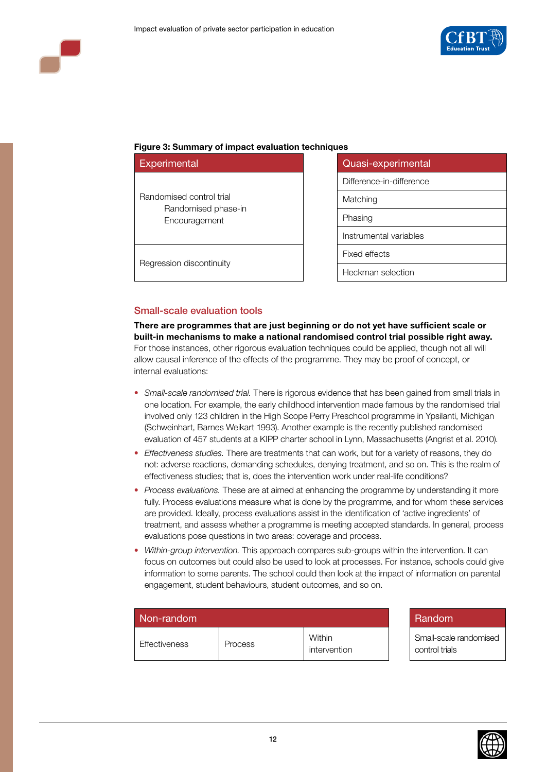**Figure 3: Summary of impact evaluation techniques**

| Experimental |
|---|
| Randomised control trial<br>Randomised phase-in<br>Encouragement |
| Regression discontinuity |

| Quasi-experimental |
|---|
| Difference-in-difference |
| Matching |
| Phasing |
| Instrumental variables |
| Fixed effects |
| Heckman selection |

## Small-scale evaluation tools

**There are programmes that are just beginning or do not yet have sufficient scale or built-in mechanisms to make a national randomised control trial possible right away.** For those instances, other rigorous evaluation techniques could be applied, though not all will allow causal inference of the effects of the programme. They may be proof of concept, or internal evaluations:

- *Small-scale randomised trial.* There is rigorous evidence that has been gained from small trials in one location. For example, the early childhood intervention made famous by the randomised trial involved only 123 children in the High Scope Perry Preschool programme in Ypsilanti, Michigan (Schweinhart, Barnes Weikart 1993). Another example is the recently published randomised evaluation of 457 students at a KIPP charter school in Lynn, Massachusetts (Angrist et al. 2010).
- *Effectiveness studies.* There are treatments that can work, but for a variety of reasons, they do not: adverse reactions, demanding schedules, denying treatment, and so on. This is the realm of effectiveness studies; that is, does the intervention work under real-life conditions?
- *Process evaluations.* These are at aimed at enhancing the programme by understanding it more fully. Process evaluations measure what is done by the programme, and for whom these services are provided. Ideally, process evaluations assist in the identification of 'active ingredients' of treatment, and assess whether a programme is meeting accepted standards. In general, process evaluations pose questions in two areas: coverage and process.
- *Within-group intervention.* This approach compares sub-groups within the intervention. It can focus on outcomes but could also be used to look at processes. For instance, schools could give information to some parents. The school could then look at the impact of information on parental engagement, student behaviours, student outcomes, and so on.

| Non-random | | |
|---|---|---|
| Effectiveness | Process | Within intervention |

| Random |
|---|
| Small-scale randomised control trials |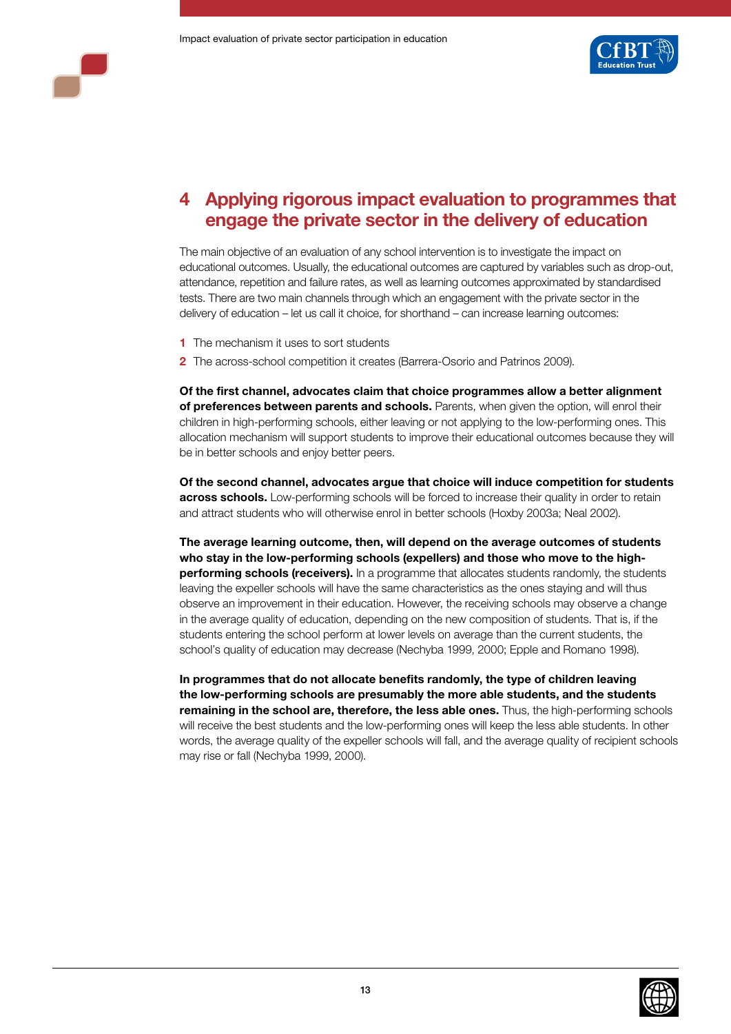# 4 Applying rigorous impact evaluation to programmes that engage the private sector in the delivery of education

The main objective of an evaluation of any school intervention is to investigate the impact on educational outcomes. Usually, the educational outcomes are captured by variables such as drop-out, attendance, repetition and failure rates, as well as learning outcomes approximated by standardised tests. There are two main channels through which an engagement with the private sector in the delivery of education – let us call it choice, for shorthand – can increase learning outcomes:

1. The mechanism it uses to sort students
2. The across-school competition it creates (Barrera-Osorio and Patrinos 2009).

**Of the first channel, advocates claim that choice programmes allow a better alignment of preferences between parents and schools.** Parents, when given the option, will enrol their children in high-performing schools, either leaving or not applying to the low-performing ones. This allocation mechanism will support students to improve their educational outcomes because they will be in better schools and enjoy better peers.

**Of the second channel, advocates argue that choice will induce competition for students across schools.** Low-performing schools will be forced to increase their quality in order to retain and attract students who will otherwise enrol in better schools (Hoxby 2003a; Neal 2002).

**The average learning outcome, then, will depend on the average outcomes of students who stay in the low-performing schools (expellers) and those who move to the high-performing schools (receivers).** In a programme that allocates students randomly, the students leaving the expeller schools will have the same characteristics as the ones staying and will thus observe an improvement in their education. However, the receiving schools may observe a change in the average quality of education, depending on the new composition of students. That is, if the students entering the school perform at lower levels on average than the current students, the school's quality of education may decrease (Nechyba 1999, 2000; Epple and Romano 1998).

**In programmes that do not allocate benefits randomly, the type of children leaving the low-performing schools are presumably the more able students, and the students remaining in the school are, therefore, the less able ones.** Thus, the high-performing schools will receive the best students and the low-performing ones will keep the less able students. In other words, the average quality of the expeller schools will fall, and the average quality of recipient schools may rise or fall (Nechyba 1999, 2000).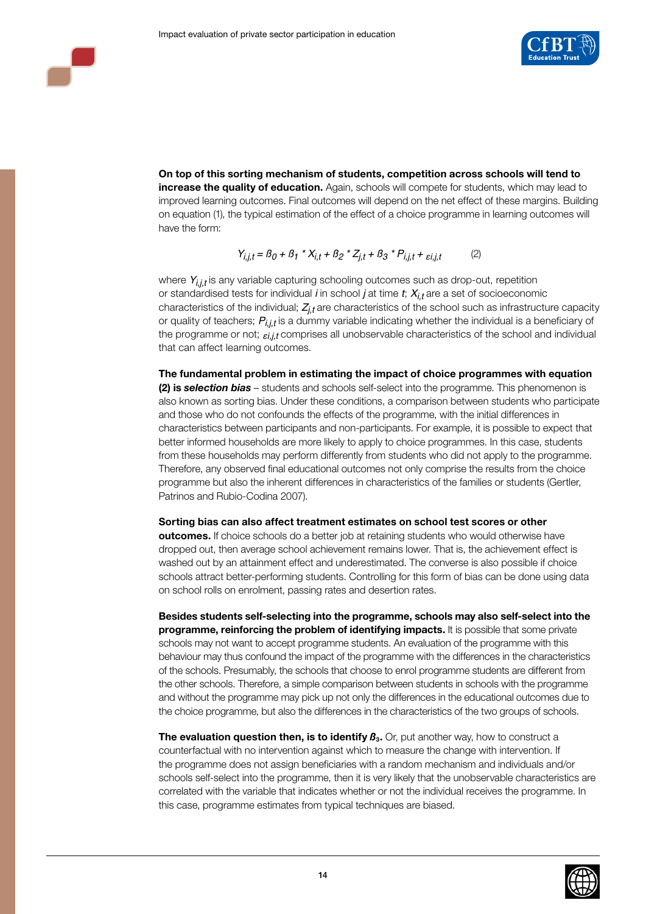**On top of this sorting mechanism of students, competition across schools will tend to increase the quality of education.** Again, schools will compete for students, which may lead to improved learning outcomes. Final outcomes will depend on the net effect of these margins. Building on equation (1), the typical estimation of the effect of a choice programme in learning outcomes will have the form:

$$Y_{i,j,t} = \beta_0 + \beta_1 * X_{i,t} + \beta_2 * Z_{j,t} + \beta_3 * P_{i,j,t} + \varepsilon_{i,j,t} \qquad (2)$$

where $Y_{i,j,t}$ is any variable capturing schooling outcomes such as drop-out, repetition or standardised tests for individual $i$ in school $j$ at time $t$; $X_{i,t}$ are a set of socioeconomic characteristics of the individual; $Z_{j,t}$ are characteristics of the school such as infrastructure capacity or quality of teachers; $P_{i,j,t}$ is a dummy variable indicating whether the individual is a beneficiary of the programme or not; $\varepsilon_{i,j,t}$ comprises all unobservable characteristics of the school and individual that can affect learning outcomes.

**The fundamental problem in estimating the impact of choice programmes with equation (2) is *selection bias*** – students and schools self-select into the programme. This phenomenon is also known as sorting bias. Under these conditions, a comparison between students who participate and those who do not confounds the effects of the programme, with the initial differences in characteristics between participants and non-participants. For example, it is possible to expect that better informed households are more likely to apply to choice programmes. In this case, students from these households may perform differently from students who did not apply to the programme. Therefore, any observed final educational outcomes not only comprise the results from the choice programme but also the inherent differences in characteristics of the families or students (Gertler, Patrinos and Rubio-Codina 2007).

**Sorting bias can also affect treatment estimates on school test scores or other outcomes.** If choice schools do a better job at retaining students who would otherwise have dropped out, then average school achievement remains lower. That is, the achievement effect is washed out by an attainment effect and underestimated. The converse is also possible if choice schools attract better-performing students. Controlling for this form of bias can be done using data on school rolls on enrolment, passing rates and desertion rates.

**Besides students self-selecting into the programme, schools may also self-select into the programme, reinforcing the problem of identifying impacts.** It is possible that some private schools may not want to accept programme students. An evaluation of the programme with this behaviour may thus confound the impact of the programme with the differences in the characteristics of the schools. Presumably, the schools that choose to enrol programme students are different from the other schools. Therefore, a simple comparison between students in schools with the programme and without the programme may pick up not only the differences in the educational outcomes due to the choice programme, but also the differences in the characteristics of the two groups of schools.

**The evaluation question then, is to identify $\beta_3$.** Or, put another way, how to construct a counterfactual with no intervention against which to measure the change with intervention. If the programme does not assign beneficiaries with a random mechanism and individuals and/or schools self-select into the programme, then it is very likely that the unobservable characteristics are correlated with the variable that indicates whether or not the individual receives the programme. In this case, programme estimates from typical techniques are biased.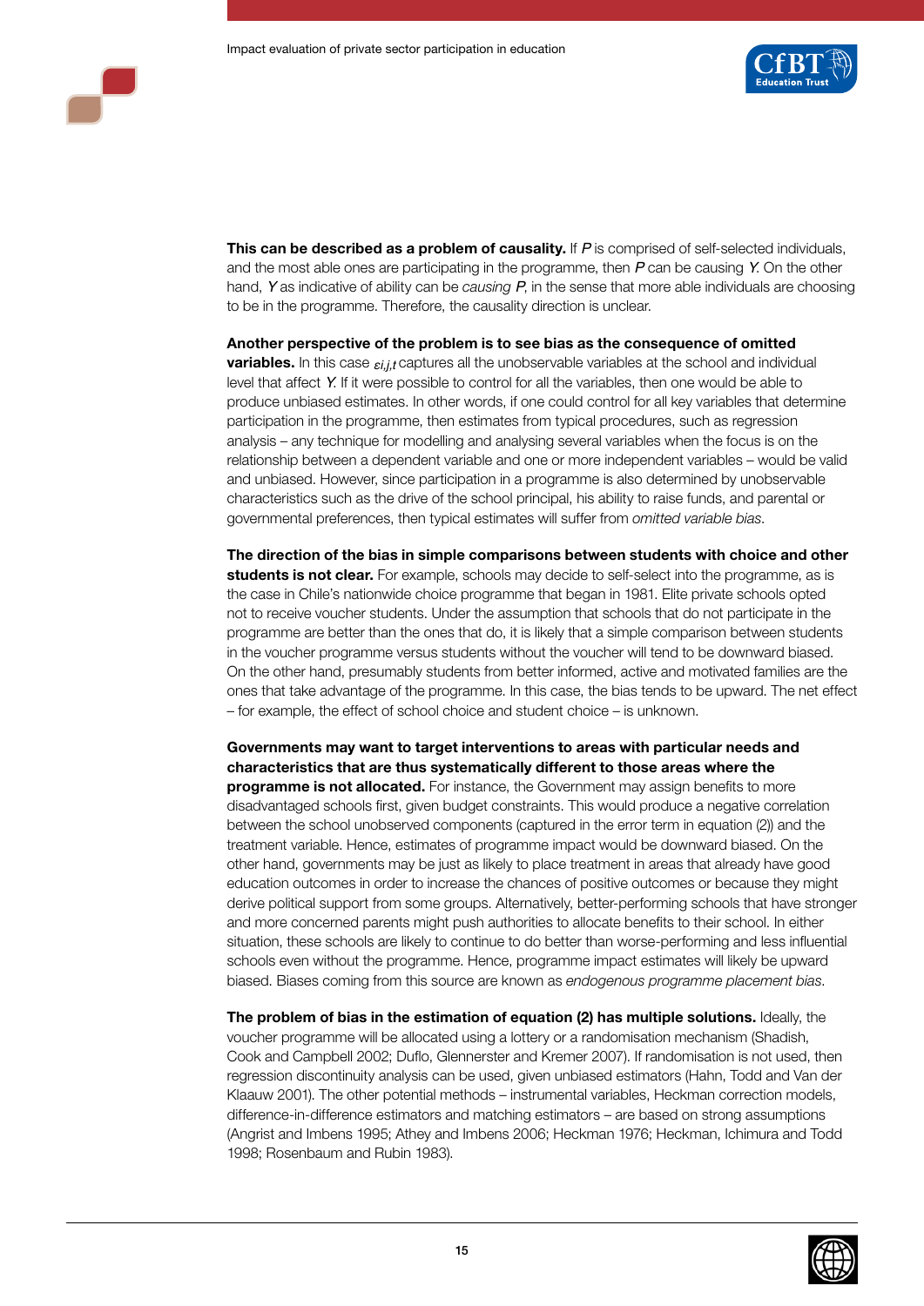**This can be described as a problem of causality.** If $P$ is comprised of self-selected individuals, and the most able ones are participating in the programme, then $P$ can be causing $Y$. On the other hand, $Y$ as indicative of ability can be *causing* $P$, in the sense that more able individuals are choosing to be in the programme. Therefore, the causality direction is unclear.

**Another perspective of the problem is to see bias as the consequence of omitted variables.** In this case $\varepsilon_{i,j,t}$ captures all the unobservable variables at the school and individual level that affect $Y$. If it were possible to control for all the variables, then one would be able to produce unbiased estimates. In other words, if one could control for all key variables that determine participation in the programme, then estimates from typical procedures, such as regression analysis – any technique for modelling and analysing several variables when the focus is on the relationship between a dependent variable and one or more independent variables – would be valid and unbiased. However, since participation in a programme is also determined by unobservable characteristics such as the drive of the school principal, his ability to raise funds, and parental or governmental preferences, then typical estimates will suffer from *omitted variable bias*.

**The direction of the bias in simple comparisons between students with choice and other students is not clear.** For example, schools may decide to self-select into the programme, as is the case in Chile's nationwide choice programme that began in 1981. Elite private schools opted not to receive voucher students. Under the assumption that schools that do not participate in the programme are better than the ones that do, it is likely that a simple comparison between students in the voucher programme versus students without the voucher will tend to be downward biased. On the other hand, presumably students from better informed, active and motivated families are the ones that take advantage of the programme. In this case, the bias tends to be upward. The net effect – for example, the effect of school choice and student choice – is unknown.

**Governments may want to target interventions to areas with particular needs and characteristics that are thus systematically different to those areas where the programme is not allocated.** For instance, the Government may assign benefits to more disadvantaged schools first, given budget constraints. This would produce a negative correlation between the school unobserved components (captured in the error term in equation (2)) and the treatment variable. Hence, estimates of programme impact would be downward biased. On the other hand, governments may be just as likely to place treatment in areas that already have good education outcomes in order to increase the chances of positive outcomes or because they might derive political support from some groups. Alternatively, better-performing schools that have stronger and more concerned parents might push authorities to allocate benefits to their school. In either situation, these schools are likely to continue to do better than worse-performing and less influential schools even without the programme. Hence, programme impact estimates will likely be upward biased. Biases coming from this source are known as *endogenous programme placement bias*.

**The problem of bias in the estimation of equation (2) has multiple solutions.** Ideally, the voucher programme will be allocated using a lottery or a randomisation mechanism (Shadish, Cook and Campbell 2002; Duflo, Glennerster and Kremer 2007). If randomisation is not used, then regression discontinuity analysis can be used, given unbiased estimators (Hahn, Todd and Van der Klaauw 2001). The other potential methods – instrumental variables, Heckman correction models, difference-in-difference estimators and matching estimators – are based on strong assumptions (Angrist and Imbens 1995; Athey and Imbens 2006; Heckman 1976; Heckman, Ichimura and Todd 1998; Rosenbaum and Rubin 1983).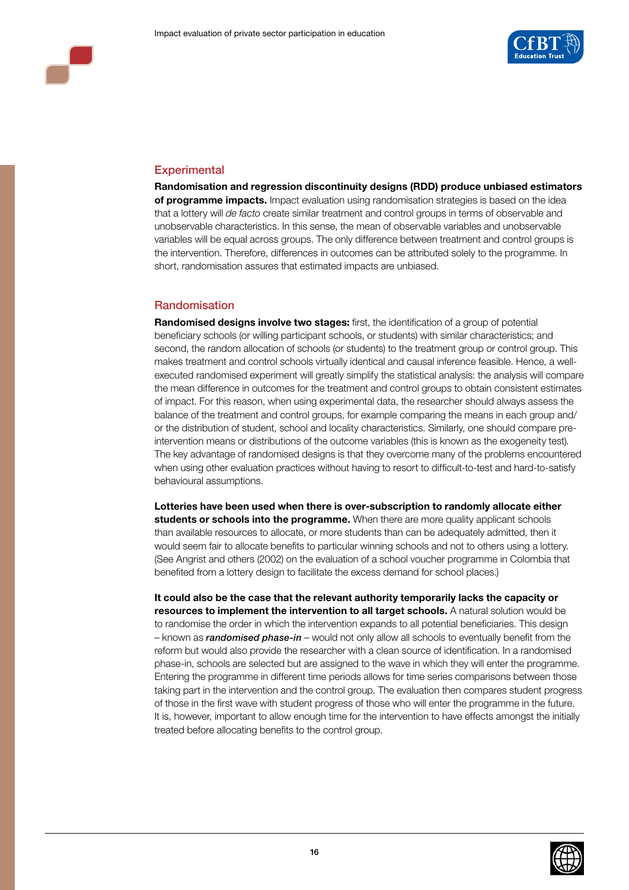## Experimental

**Randomisation and regression discontinuity designs (RDD) produce unbiased estimators of programme impacts.** Impact evaluation using randomisation strategies is based on the idea that a lottery will *de facto* create similar treatment and control groups in terms of observable and unobservable characteristics. In this sense, the mean of observable variables and unobservable variables will be equal across groups. The only difference between treatment and control groups is the intervention. Therefore, differences in outcomes can be attributed solely to the programme. In short, randomisation assures that estimated impacts are unbiased.

## Randomisation

**Randomised designs involve two stages:** first, the identification of a group of potential beneficiary schools (or willing participant schools, or students) with similar characteristics; and second, the random allocation of schools (or students) to the treatment group or control group. This makes treatment and control schools virtually identical and causal inference feasible. Hence, a well-executed randomised experiment will greatly simplify the statistical analysis: the analysis will compare the mean difference in outcomes for the treatment and control groups to obtain consistent estimates of impact. For this reason, when using experimental data, the researcher should always assess the balance of the treatment and control groups, for example comparing the means in each group and/or the distribution of student, school and locality characteristics. Similarly, one should compare pre-intervention means or distributions of the outcome variables (this is known as the exogeneity test). The key advantage of randomised designs is that they overcome many of the problems encountered when using other evaluation practices without having to resort to difficult-to-test and hard-to-satisfy behavioural assumptions.

**Lotteries have been used when there is over-subscription to randomly allocate either students or schools into the programme.** When there are more quality applicant schools than available resources to allocate, or more students than can be adequately admitted, then it would seem fair to allocate benefits to particular winning schools and not to others using a lottery. (See Angrist and others (2002) on the evaluation of a school voucher programme in Colombia that benefited from a lottery design to facilitate the excess demand for school places.)

**It could also be the case that the relevant authority temporarily lacks the capacity or resources to implement the intervention to all target schools.** A natural solution would be to randomise the order in which the intervention expands to all potential beneficiaries. This design – known as ***randomised phase-in*** – would not only allow all schools to eventually benefit from the reform but would also provide the researcher with a clean source of identification. In a randomised phase-in, schools are selected but are assigned to the wave in which they will enter the programme. Entering the programme in different time periods allows for time series comparisons between those taking part in the intervention and the control group. The evaluation then compares student progress of those in the first wave with student progress of those who will enter the programme in the future. It is, however, important to allow enough time for the intervention to have effects amongst the initially treated before allocating benefits to the control group.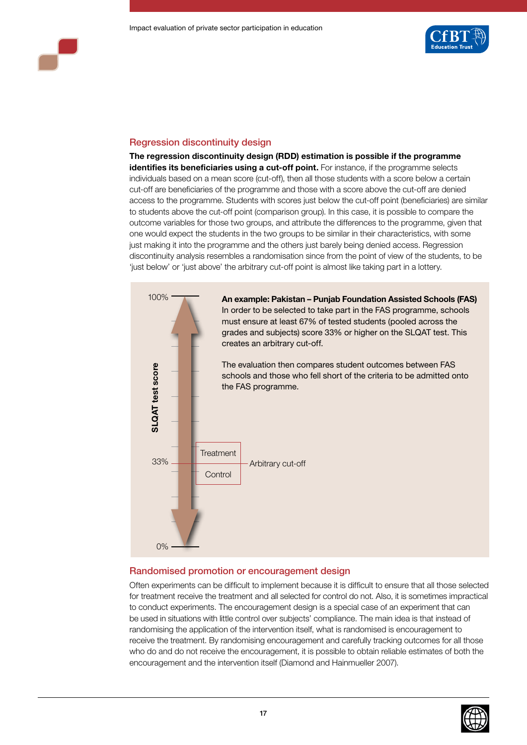## Regression discontinuity design

**The regression discontinuity design (RDD) estimation is possible if the programme identifies its beneficiaries using a cut-off point.** For instance, if the programme selects individuals based on a mean score (cut-off), then all those students with a score below a certain cut-off are beneficiaries of the programme and those with a score above the cut-off are denied access to the programme. Students with scores just below the cut-off point (beneficiaries) are similar to students above the cut-off point (comparison group). In this case, it is possible to compare the outcome variables for those two groups, and attribute the differences to the programme, given that one would expect the students in the two groups to be similar in their characteristics, with some just making it into the programme and the others just barely being denied access. Regression discontinuity analysis resembles a randomisation since from the point of view of the students, to be 'just below' or 'just above' the arbitrary cut-off point is almost like taking part in a lottery.

SLQAT test score: 100% / 33% / 0%

Treatment

Control

Arbitrary cut-off

**An example: Pakistan – Punjab Foundation Assisted Schools (FAS)**
In order to be selected to take part in the FAS programme, schools must ensure at least 67% of tested students (pooled across the grades and subjects) score 33% or higher on the SLQAT test. This creates an arbitrary cut-off.

The evaluation then compares student outcomes between FAS schools and those who fell short of the criteria to be admitted onto the FAS programme.

## Randomised promotion or encouragement design

Often experiments can be difficult to implement because it is difficult to ensure that all those selected for treatment receive the treatment and all selected for control do not. Also, it is sometimes impractical to conduct experiments. The encouragement design is a special case of an experiment that can be used in situations with little control over subjects' compliance. The main idea is that instead of randomising the application of the intervention itself, what is randomised is encouragement to receive the treatment. By randomising encouragement and carefully tracking outcomes for all those who do and do not receive the encouragement, it is possible to obtain reliable estimates of both the encouragement and the intervention itself (Diamond and Hainmueller 2007).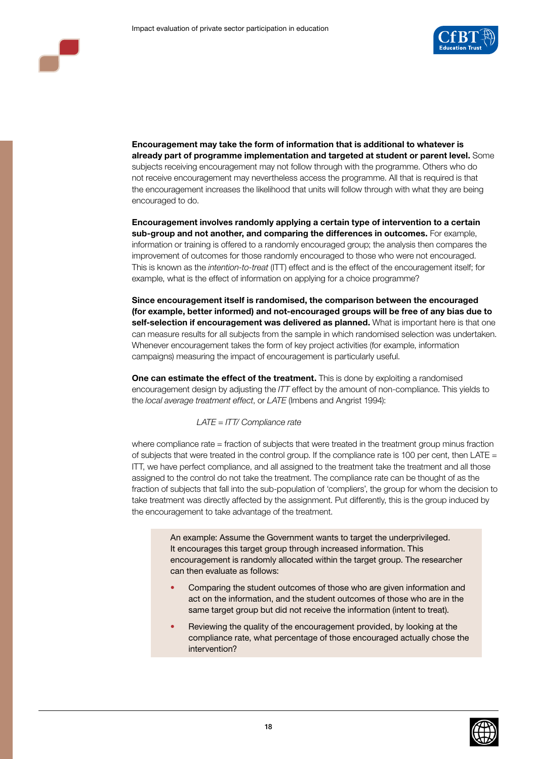**Encouragement may take the form of information that is additional to whatever is already part of programme implementation and targeted at student or parent level.** Some subjects receiving encouragement may not follow through with the programme. Others who do not receive encouragement may nevertheless access the programme. All that is required is that the encouragement increases the likelihood that units will follow through with what they are being encouraged to do.

**Encouragement involves randomly applying a certain type of intervention to a certain sub-group and not another, and comparing the differences in outcomes.** For example, information or training is offered to a randomly encouraged group; the analysis then compares the improvement of outcomes for those randomly encouraged to those who were not encouraged. This is known as the *intention-to-treat* (ITT) effect and is the effect of the encouragement itself; for example, what is the effect of information on applying for a choice programme?

**Since encouragement itself is randomised, the comparison between the encouraged (for example, better informed) and not-encouraged groups will be free of any bias due to self-selection if encouragement was delivered as planned.** What is important here is that one can measure results for all subjects from the sample in which randomised selection was undertaken. Whenever encouragement takes the form of key project activities (for example, information campaigns) measuring the impact of encouragement is particularly useful.

**One can estimate the effect of the treatment.** This is done by exploiting a randomised encouragement design by adjusting the *ITT* effect by the amount of non-compliance. This yields to the *local average treatment effect*, or *LATE* (Imbens and Angrist 1994):

*LATE = ITT/ Compliance rate*

where compliance rate = fraction of subjects that were treated in the treatment group minus fraction of subjects that were treated in the control group. If the compliance rate is 100 per cent, then LATE = ITT, we have perfect compliance, and all assigned to the treatment take the treatment and all those assigned to the control do not take the treatment. The compliance rate can be thought of as the fraction of subjects that fall into the sub-population of 'compliers', the group for whom the decision to take treatment was directly affected by the assignment. Put differently, this is the group induced by the encouragement to take advantage of the treatment.

> An example: Assume the Government wants to target the underprivileged. It encourages this target group through increased information. This encouragement is randomly allocated within the target group. The researcher can then evaluate as follows:
>
> - Comparing the student outcomes of those who are given information and act on the information, and the student outcomes of those who are in the same target group but did not receive the information (intent to treat).
> - Reviewing the quality of the encouragement provided, by looking at the compliance rate, what percentage of those encouraged actually chose the intervention?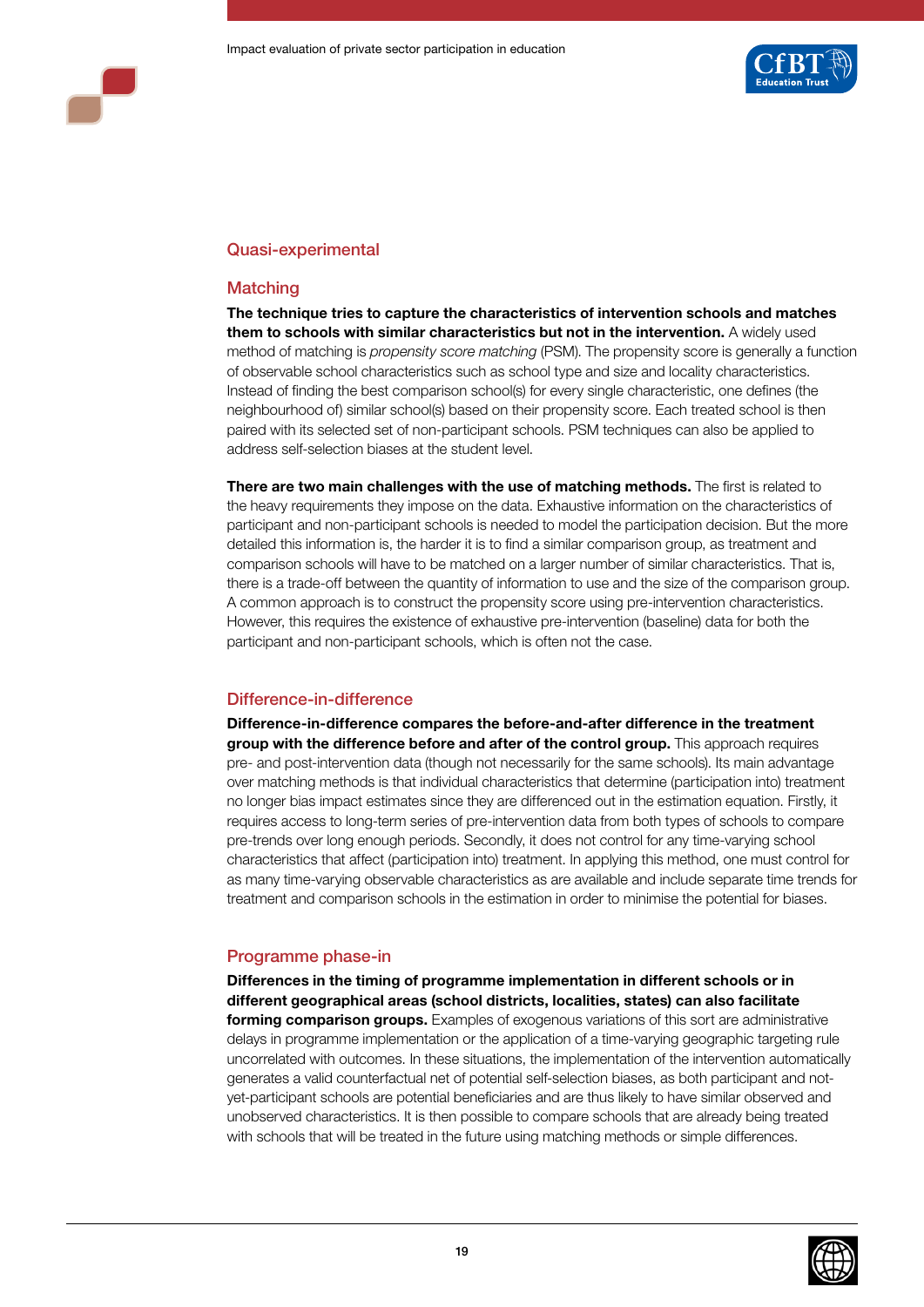## Quasi-experimental

### Matching

**The technique tries to capture the characteristics of intervention schools and matches them to schools with similar characteristics but not in the intervention.** A widely used method of matching is *propensity score matching* (PSM). The propensity score is generally a function of observable school characteristics such as school type and size and locality characteristics. Instead of finding the best comparison school(s) for every single characteristic, one defines (the neighbourhood of) similar school(s) based on their propensity score. Each treated school is then paired with its selected set of non-participant schools. PSM techniques can also be applied to address self-selection biases at the student level.

**There are two main challenges with the use of matching methods.** The first is related to the heavy requirements they impose on the data. Exhaustive information on the characteristics of participant and non-participant schools is needed to model the participation decision. But the more detailed this information is, the harder it is to find a similar comparison group, as treatment and comparison schools will have to be matched on a larger number of similar characteristics. That is, there is a trade-off between the quantity of information to use and the size of the comparison group. A common approach is to construct the propensity score using pre-intervention characteristics. However, this requires the existence of exhaustive pre-intervention (baseline) data for both the participant and non-participant schools, which is often not the case.

### Difference-in-difference

**Difference-in-difference compares the before-and-after difference in the treatment group with the difference before and after of the control group.** This approach requires pre- and post-intervention data (though not necessarily for the same schools). Its main advantage over matching methods is that individual characteristics that determine (participation into) treatment no longer bias impact estimates since they are differenced out in the estimation equation. Firstly, it requires access to long-term series of pre-intervention data from both types of schools to compare pre-trends over long enough periods. Secondly, it does not control for any time-varying school characteristics that affect (participation into) treatment. In applying this method, one must control for as many time-varying observable characteristics as are available and include separate time trends for treatment and comparison schools in the estimation in order to minimise the potential for biases.

### Programme phase-in

**Differences in the timing of programme implementation in different schools or in different geographical areas (school districts, localities, states) can also facilitate forming comparison groups.** Examples of exogenous variations of this sort are administrative delays in programme implementation or the application of a time-varying geographic targeting rule uncorrelated with outcomes. In these situations, the implementation of the intervention automatically generates a valid counterfactual net of potential self-selection biases, as both participant and not-yet-participant schools are potential beneficiaries and are thus likely to have similar observed and unobserved characteristics. It is then possible to compare schools that are already being treated with schools that will be treated in the future using matching methods or simple differences.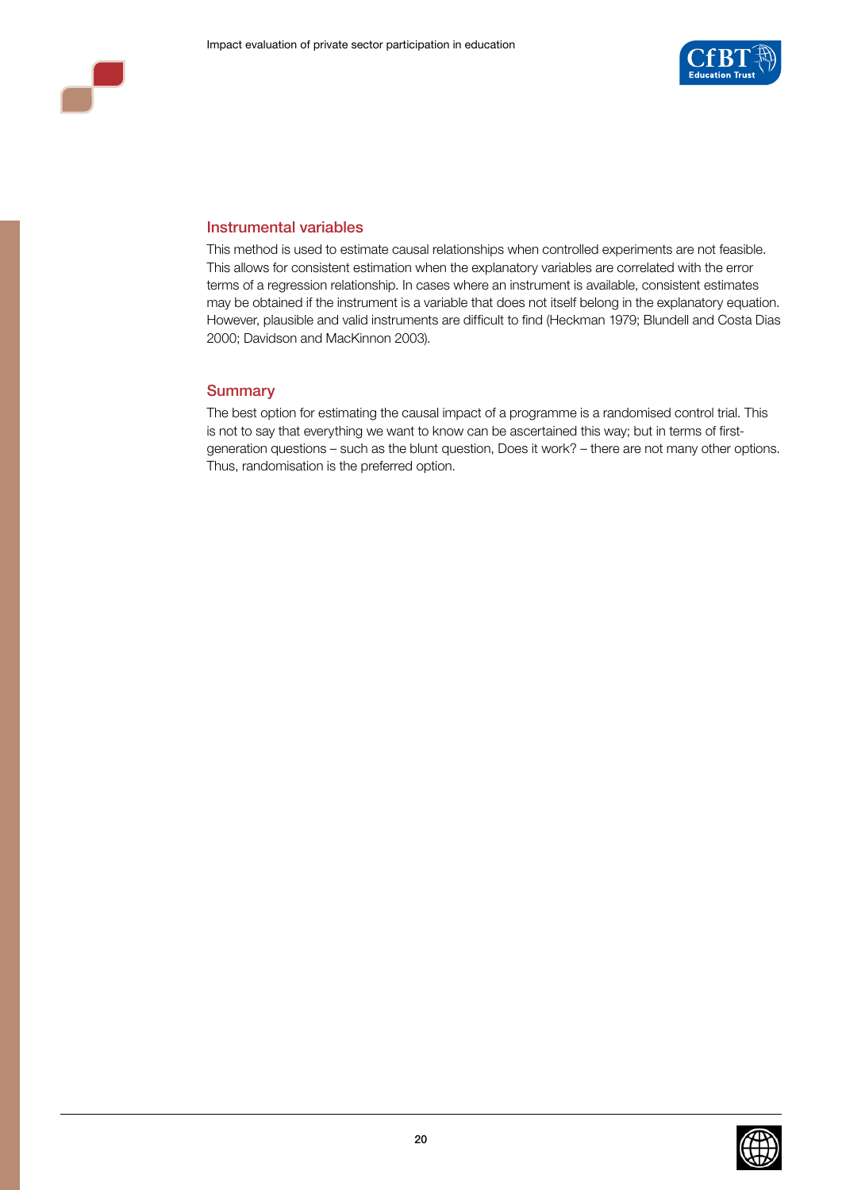## Instrumental variables

This method is used to estimate causal relationships when controlled experiments are not feasible. This allows for consistent estimation when the explanatory variables are correlated with the error terms of a regression relationship. In cases where an instrument is available, consistent estimates may be obtained if the instrument is a variable that does not itself belong in the explanatory equation. However, plausible and valid instruments are difficult to find (Heckman 1979; Blundell and Costa Dias 2000; Davidson and MacKinnon 2003).

## Summary

The best option for estimating the causal impact of a programme is a randomised control trial. This is not to say that everything we want to know can be ascertained this way; but in terms of first-generation questions – such as the blunt question, Does it work? – there are not many other options. Thus, randomisation is the preferred option.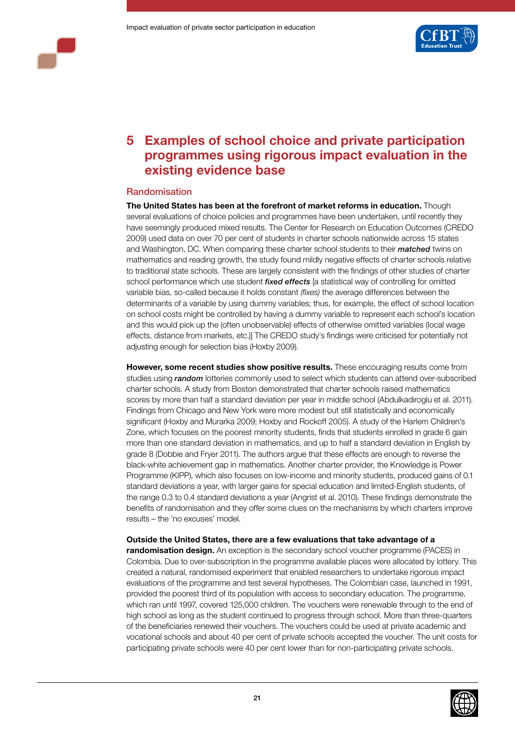# 5 Examples of school choice and private participation programmes using rigorous impact evaluation in the existing evidence base

## Randomisation

**The United States has been at the forefront of market reforms in education.** Though several evaluations of choice policies and programmes have been undertaken, until recently they have seemingly produced mixed results. The Center for Research on Education Outcomes (CREDO 2009) used data on over 70 per cent of students in charter schools nationwide across 15 states and Washington, DC. When comparing these charter school students to their ***matched*** twins on mathematics and reading growth, the study found mildly negative effects of charter schools relative to traditional state schools. These are largely consistent with the findings of other studies of charter school performance which use student ***fixed effects*** [a statistical way of controlling for omitted variable bias, so-called because it holds constant *(fixes)* the average differences between the determinants of a variable by using dummy variables; thus, for example, the effect of school location on school costs might be controlled by having a dummy variable to represent each school's location and this would pick up the (often unobservable) effects of otherwise omitted variables (local wage effects, distance from markets, etc.)] The CREDO study's findings were criticised for potentially not adjusting enough for selection bias (Hoxby 2009).

**However, some recent studies show positive results.** These encouraging results come from studies using ***random*** lotteries commonly used to select which students can attend over-subscribed charter schools. A study from Boston demonstrated that charter schools raised mathematics scores by more than half a standard deviation per year in middle school (Abdulkadiroglu et al. 2011). Findings from Chicago and New York were more modest but still statistically and economically significant (Hoxby and Murarka 2009; Hoxby and Rockoff 2005). A study of the Harlem Children's Zone, which focuses on the poorest minority students, finds that students enrolled in grade 6 gain more than one standard deviation in mathematics, and up to half a standard deviation in English by grade 8 (Dobbie and Fryer 2011). The authors argue that these effects are enough to reverse the black-white achievement gap in mathematics. Another charter provider, the Knowledge is Power Programme (KIPP), which also focuses on low-income and minority students, produced gains of 0.1 standard deviations a year, with larger gains for special education and limited-English students, of the range 0.3 to 0.4 standard deviations a year (Angrist et al. 2010). These findings demonstrate the benefits of randomisation and they offer some clues on the mechanisms by which charters improve results – the 'no excuses' model.

**Outside the United States, there are a few evaluations that take advantage of a randomisation design.** An exception is the secondary school voucher programme (PACES) in Colombia. Due to over-subscription in the programme available places were allocated by lottery. This created a natural, randomised experiment that enabled researchers to undertake rigorous impact evaluations of the programme and test several hypotheses. The Colombian case, launched in 1991, provided the poorest third of its population with access to secondary education. The programme, which ran until 1997, covered 125,000 children. The vouchers were renewable through to the end of high school as long as the student continued to progress through school. More than three-quarters of the beneficiaries renewed their vouchers. The vouchers could be used at private academic and vocational schools and about 40 per cent of private schools accepted the voucher. The unit costs for participating private schools were 40 per cent lower than for non-participating private schools.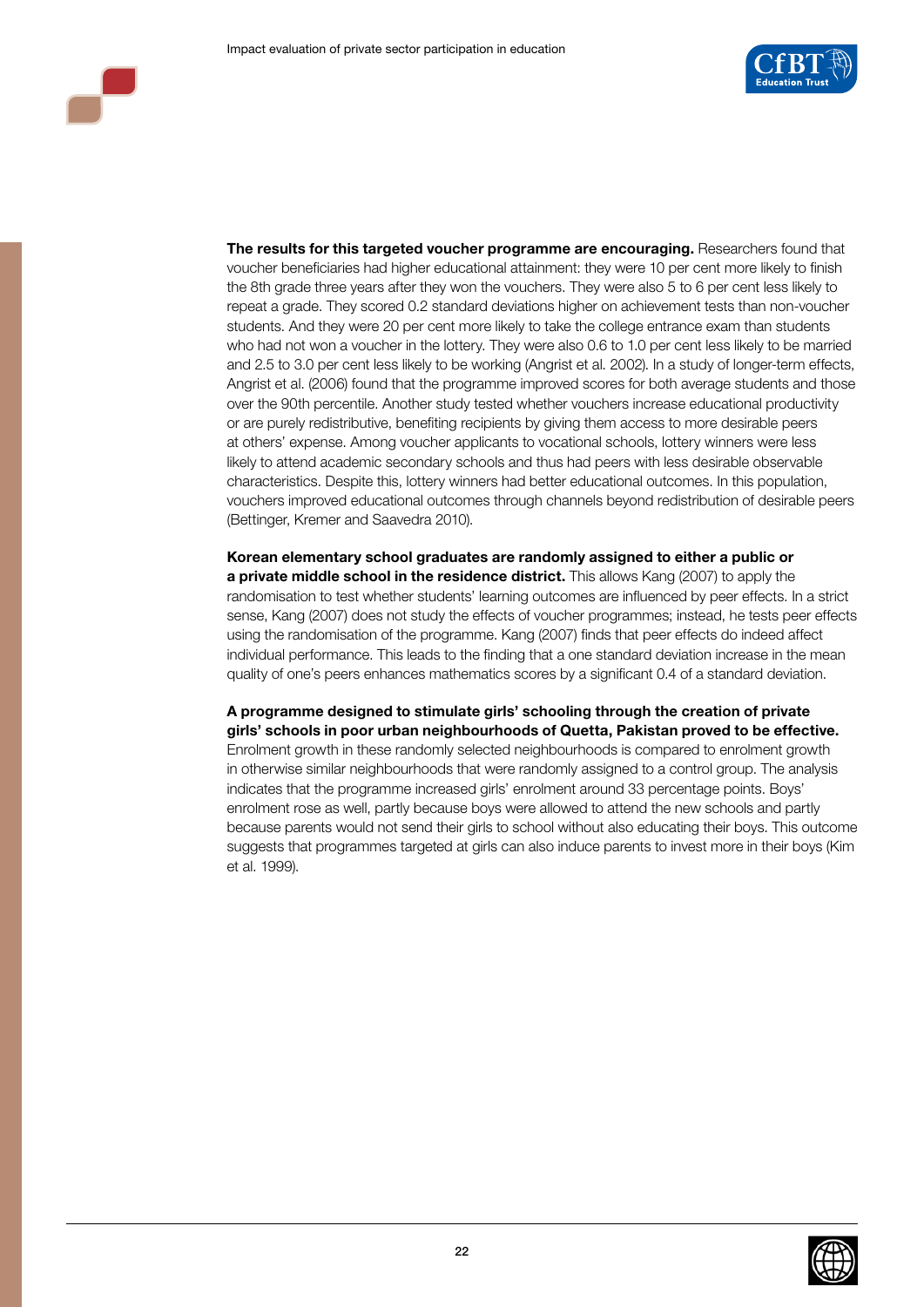**The results for this targeted voucher programme are encouraging.** Researchers found that voucher beneficiaries had higher educational attainment: they were 10 per cent more likely to finish the 8th grade three years after they won the vouchers. They were also 5 to 6 per cent less likely to repeat a grade. They scored 0.2 standard deviations higher on achievement tests than non-voucher students. And they were 20 per cent more likely to take the college entrance exam than students who had not won a voucher in the lottery. They were also 0.6 to 1.0 per cent less likely to be married and 2.5 to 3.0 per cent less likely to be working (Angrist et al. 2002). In a study of longer-term effects, Angrist et al. (2006) found that the programme improved scores for both average students and those over the 90th percentile. Another study tested whether vouchers increase educational productivity or are purely redistributive, benefiting recipients by giving them access to more desirable peers at others' expense. Among voucher applicants to vocational schools, lottery winners were less likely to attend academic secondary schools and thus had peers with less desirable observable characteristics. Despite this, lottery winners had better educational outcomes. In this population, vouchers improved educational outcomes through channels beyond redistribution of desirable peers (Bettinger, Kremer and Saavedra 2010).

**Korean elementary school graduates are randomly assigned to either a public or a private middle school in the residence district.** This allows Kang (2007) to apply the randomisation to test whether students' learning outcomes are influenced by peer effects. In a strict sense, Kang (2007) does not study the effects of voucher programmes; instead, he tests peer effects using the randomisation of the programme. Kang (2007) finds that peer effects do indeed affect individual performance. This leads to the finding that a one standard deviation increase in the mean quality of one's peers enhances mathematics scores by a significant 0.4 of a standard deviation.

**A programme designed to stimulate girls' schooling through the creation of private girls' schools in poor urban neighbourhoods of Quetta, Pakistan proved to be effective.** Enrolment growth in these randomly selected neighbourhoods is compared to enrolment growth in otherwise similar neighbourhoods that were randomly assigned to a control group. The analysis indicates that the programme increased girls' enrolment around 33 percentage points. Boys' enrolment rose as well, partly because boys were allowed to attend the new schools and partly because parents would not send their girls to school without also educating their boys. This outcome suggests that programmes targeted at girls can also induce parents to invest more in their boys (Kim et al. 1999).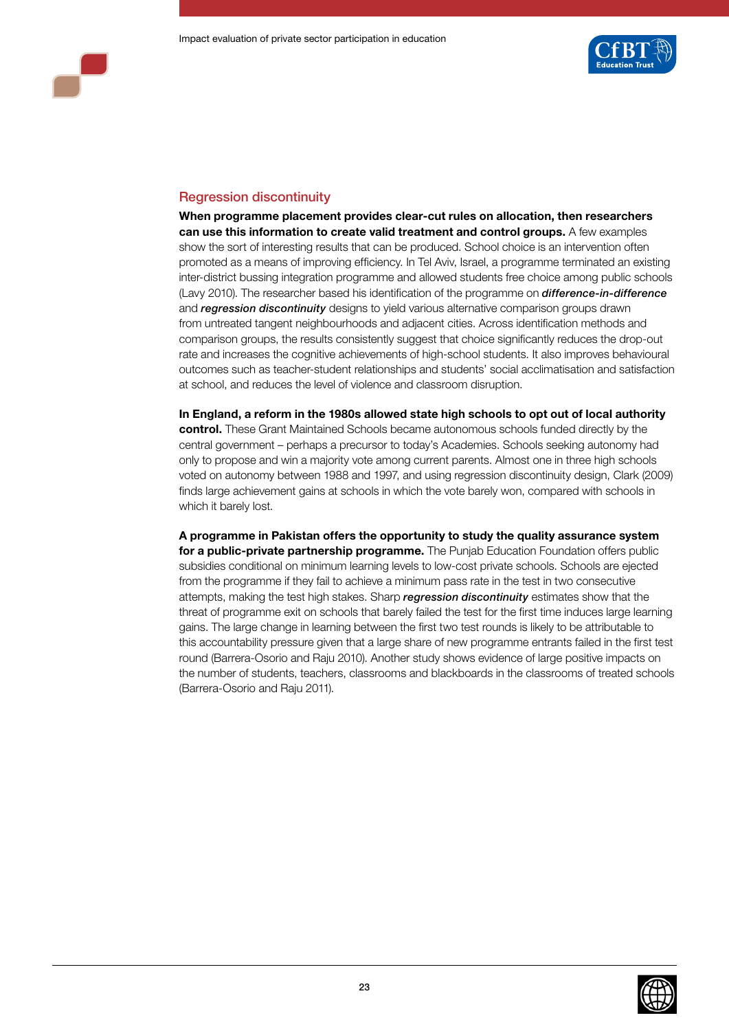## Regression discontinuity

**When programme placement provides clear-cut rules on allocation, then researchers can use this information to create valid treatment and control groups.** A few examples show the sort of interesting results that can be produced. School choice is an intervention often promoted as a means of improving efficiency. In Tel Aviv, Israel, a programme terminated an existing inter-district bussing integration programme and allowed students free choice among public schools (Lavy 2010). The researcher based his identification of the programme on ***difference-in-difference*** and ***regression discontinuity*** designs to yield various alternative comparison groups drawn from untreated tangent neighbourhoods and adjacent cities. Across identification methods and comparison groups, the results consistently suggest that choice significantly reduces the drop-out rate and increases the cognitive achievements of high-school students. It also improves behavioural outcomes such as teacher-student relationships and students' social acclimatisation and satisfaction at school, and reduces the level of violence and classroom disruption.

**In England, a reform in the 1980s allowed state high schools to opt out of local authority control.** These Grant Maintained Schools became autonomous schools funded directly by the central government – perhaps a precursor to today's Academies. Schools seeking autonomy had only to propose and win a majority vote among current parents. Almost one in three high schools voted on autonomy between 1988 and 1997, and using regression discontinuity design, Clark (2009) finds large achievement gains at schools in which the vote barely won, compared with schools in which it barely lost.

**A programme in Pakistan offers the opportunity to study the quality assurance system for a public-private partnership programme.** The Punjab Education Foundation offers public subsidies conditional on minimum learning levels to low-cost private schools. Schools are ejected from the programme if they fail to achieve a minimum pass rate in the test in two consecutive attempts, making the test high stakes. Sharp ***regression discontinuity*** estimates show that the threat of programme exit on schools that barely failed the test for the first time induces large learning gains. The large change in learning between the first two test rounds is likely to be attributable to this accountability pressure given that a large share of new programme entrants failed in the first test round (Barrera-Osorio and Raju 2010). Another study shows evidence of large positive impacts on the number of students, teachers, classrooms and blackboards in the classrooms of treated schools (Barrera-Osorio and Raju 2011).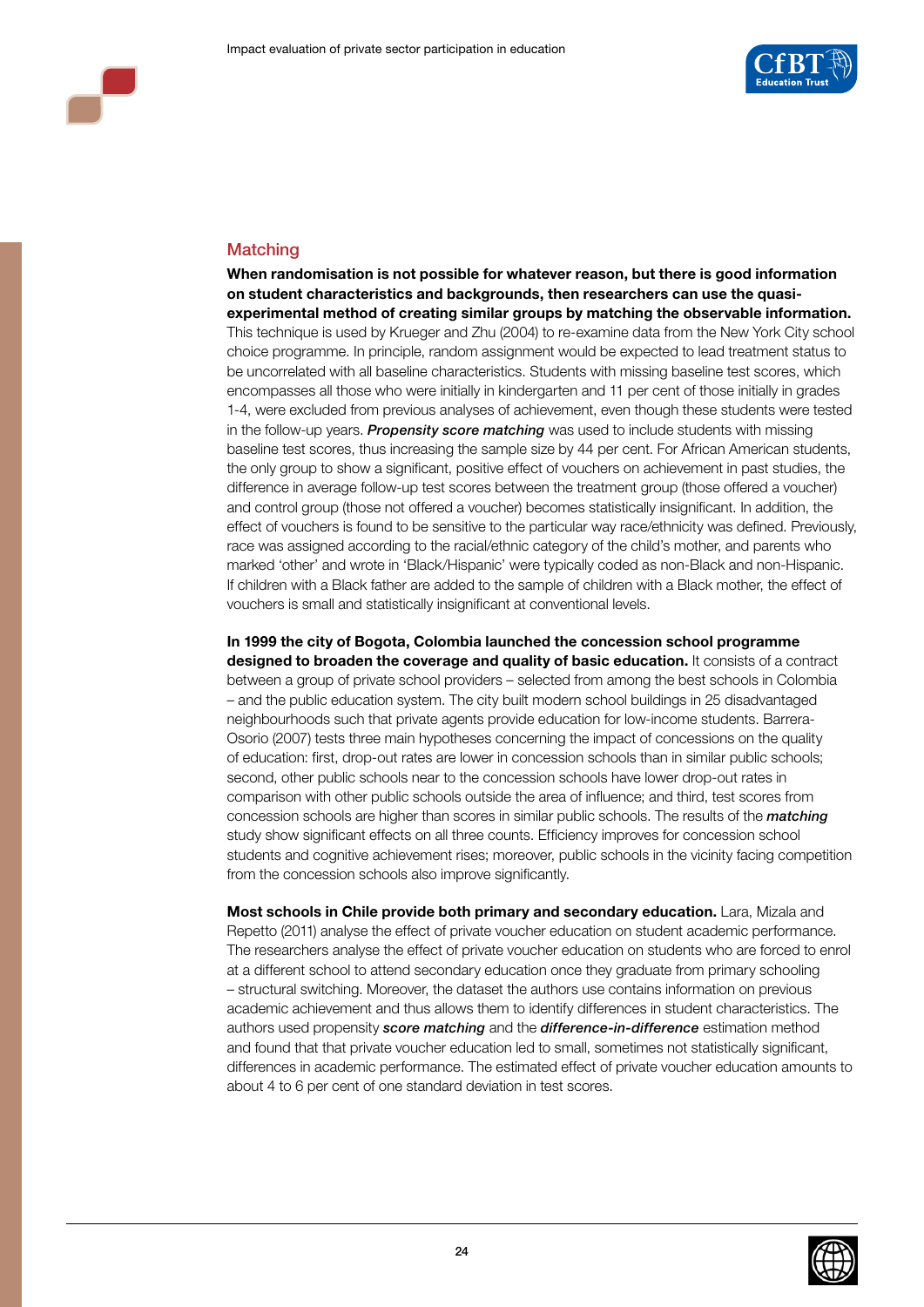## Matching

**When randomisation is not possible for whatever reason, but there is good information on student characteristics and backgrounds, then researchers can use the quasi-experimental method of creating similar groups by matching the observable information.** This technique is used by Krueger and Zhu (2004) to re-examine data from the New York City school choice programme. In principle, random assignment would be expected to lead treatment status to be uncorrelated with all baseline characteristics. Students with missing baseline test scores, which encompasses all those who were initially in kindergarten and 11 per cent of those initially in grades 1-4, were excluded from previous analyses of achievement, even though these students were tested in the follow-up years. ***Propensity score matching*** was used to include students with missing baseline test scores, thus increasing the sample size by 44 per cent. For African American students, the only group to show a significant, positive effect of vouchers on achievement in past studies, the difference in average follow-up test scores between the treatment group (those offered a voucher) and control group (those not offered a voucher) becomes statistically insignificant. In addition, the effect of vouchers is found to be sensitive to the particular way race/ethnicity was defined. Previously, race was assigned according to the racial/ethnic category of the child's mother, and parents who marked 'other' and wrote in 'Black/Hispanic' were typically coded as non-Black and non-Hispanic. If children with a Black father are added to the sample of children with a Black mother, the effect of vouchers is small and statistically insignificant at conventional levels.

**In 1999 the city of Bogota, Colombia launched the concession school programme designed to broaden the coverage and quality of basic education.** It consists of a contract between a group of private school providers – selected from among the best schools in Colombia – and the public education system. The city built modern school buildings in 25 disadvantaged neighbourhoods such that private agents provide education for low-income students. Barrera-Osorio (2007) tests three main hypotheses concerning the impact of concessions on the quality of education: first, drop-out rates are lower in concession schools than in similar public schools; second, other public schools near to the concession schools have lower drop-out rates in comparison with other public schools outside the area of influence; and third, test scores from concession schools are higher than scores in similar public schools. The results of the ***matching*** study show significant effects on all three counts. Efficiency improves for concession school students and cognitive achievement rises; moreover, public schools in the vicinity facing competition from the concession schools also improve significantly.

**Most schools in Chile provide both primary and secondary education.** Lara, Mizala and Repetto (2011) analyse the effect of private voucher education on student academic performance. The researchers analyse the effect of private voucher education on students who are forced to enrol at a different school to attend secondary education once they graduate from primary schooling – structural switching. Moreover, the dataset the authors use contains information on previous academic achievement and thus allows them to identify differences in student characteristics. The authors used propensity ***score matching*** and the ***difference-in-difference*** estimation method and found that that private voucher education led to small, sometimes not statistically significant, differences in academic performance. The estimated effect of private voucher education amounts to about 4 to 6 per cent of one standard deviation in test scores.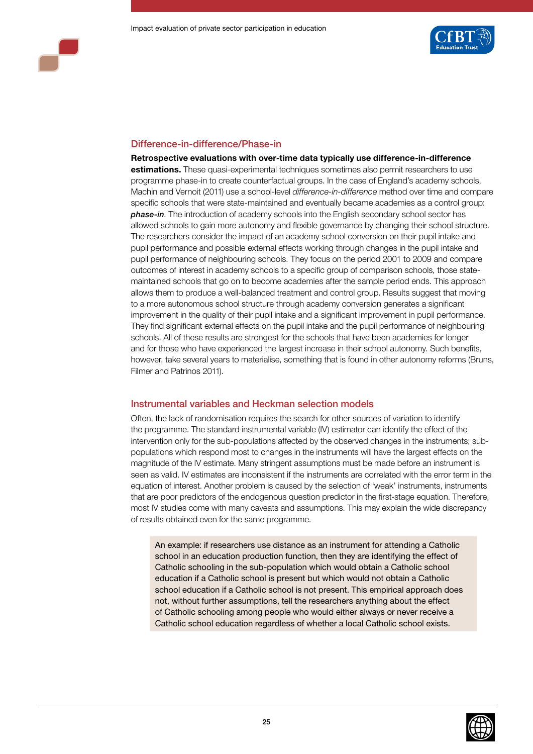## Difference-in-difference/Phase-in

**Retrospective evaluations with over-time data typically use difference-in-difference estimations.** These quasi-experimental techniques sometimes also permit researchers to use programme phase-in to create counterfactual groups. In the case of England's academy schools, Machin and Vernoit (2011) use a school-level *difference-in-difference* method over time and compare specific schools that were state-maintained and eventually became academies as a control group: ***phase-in***. The introduction of academy schools into the English secondary school sector has allowed schools to gain more autonomy and flexible governance by changing their school structure. The researchers consider the impact of an academy school conversion on their pupil intake and pupil performance and possible external effects working through changes in the pupil intake and pupil performance of neighbouring schools. They focus on the period 2001 to 2009 and compare outcomes of interest in academy schools to a specific group of comparison schools, those state-maintained schools that go on to become academies after the sample period ends. This approach allows them to produce a well-balanced treatment and control group. Results suggest that moving to a more autonomous school structure through academy conversion generates a significant improvement in the quality of their pupil intake and a significant improvement in pupil performance. They find significant external effects on the pupil intake and the pupil performance of neighbouring schools. All of these results are strongest for the schools that have been academies for longer and for those who have experienced the largest increase in their school autonomy. Such benefits, however, take several years to materialise, something that is found in other autonomy reforms (Bruns, Filmer and Patrinos 2011).

## Instrumental variables and Heckman selection models

Often, the lack of randomisation requires the search for other sources of variation to identify the programme. The standard instrumental variable (IV) estimator can identify the effect of the intervention only for the sub-populations affected by the observed changes in the instruments; sub-populations which respond most to changes in the instruments will have the largest effects on the magnitude of the IV estimate. Many stringent assumptions must be made before an instrument is seen as valid. IV estimates are inconsistent if the instruments are correlated with the error term in the equation of interest. Another problem is caused by the selection of 'weak' instruments, instruments that are poor predictors of the endogenous question predictor in the first-stage equation. Therefore, most IV studies come with many caveats and assumptions. This may explain the wide discrepancy of results obtained even for the same programme.

> An example: if researchers use distance as an instrument for attending a Catholic school in an education production function, then they are identifying the effect of Catholic schooling in the sub-population which would obtain a Catholic school education if a Catholic school is present but which would not obtain a Catholic school education if a Catholic school is not present. This empirical approach does not, without further assumptions, tell the researchers anything about the effect of Catholic schooling among people who would either always or never receive a Catholic school education regardless of whether a local Catholic school exists.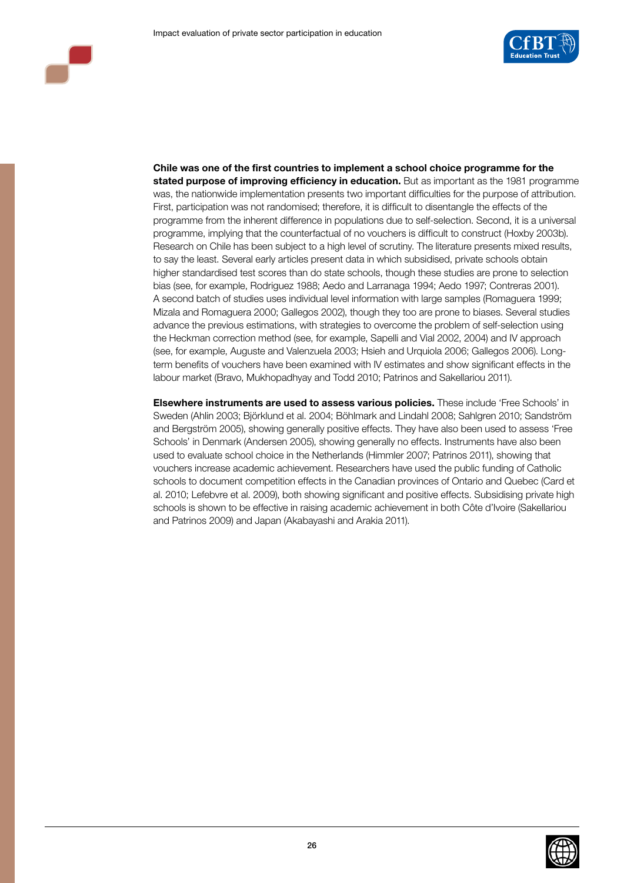**Chile was one of the first countries to implement a school choice programme for the stated purpose of improving efficiency in education.** But as important as the 1981 programme was, the nationwide implementation presents two important difficulties for the purpose of attribution. First, participation was not randomised; therefore, it is difficult to disentangle the effects of the programme from the inherent difference in populations due to self-selection. Second, it is a universal programme, implying that the counterfactual of no vouchers is difficult to construct (Hoxby 2003b). Research on Chile has been subject to a high level of scrutiny. The literature presents mixed results, to say the least. Several early articles present data in which subsidised, private schools obtain higher standardised test scores than do state schools, though these studies are prone to selection bias (see, for example, Rodriguez 1988; Aedo and Larranaga 1994; Aedo 1997; Contreras 2001). A second batch of studies uses individual level information with large samples (Romaguera 1999; Mizala and Romaguera 2000; Gallegos 2002), though they too are prone to biases. Several studies advance the previous estimations, with strategies to overcome the problem of self-selection using the Heckman correction method (see, for example, Sapelli and Vial 2002, 2004) and IV approach (see, for example, Auguste and Valenzuela 2003; Hsieh and Urquiola 2006; Gallegos 2006). Long-term benefits of vouchers have been examined with IV estimates and show significant effects in the labour market (Bravo, Mukhopadhyay and Todd 2010; Patrinos and Sakellariou 2011).

**Elsewhere instruments are used to assess various policies.** These include 'Free Schools' in Sweden (Ahlin 2003; Björklund et al. 2004; Böhlmark and Lindahl 2008; Sahlgren 2010; Sandström and Bergström 2005), showing generally positive effects. They have also been used to assess 'Free Schools' in Denmark (Andersen 2005), showing generally no effects. Instruments have also been used to evaluate school choice in the Netherlands (Himmler 2007; Patrinos 2011), showing that vouchers increase academic achievement. Researchers have used the public funding of Catholic schools to document competition effects in the Canadian provinces of Ontario and Quebec (Card et al. 2010; Lefebvre et al. 2009), both showing significant and positive effects. Subsidising private high schools is shown to be effective in raising academic achievement in both Côte d'Ivoire (Sakellariou and Patrinos 2009) and Japan (Akabayashi and Arakia 2011).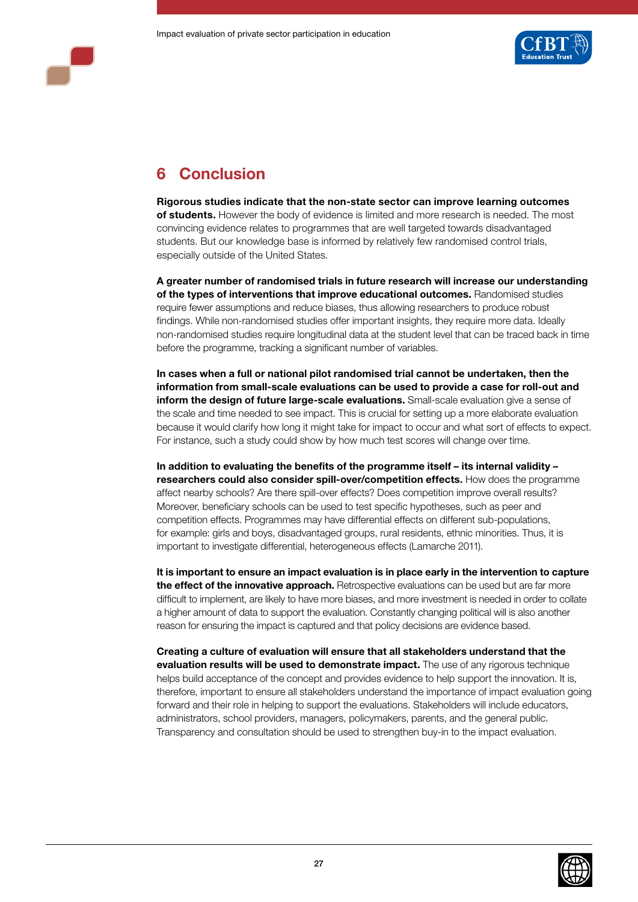# 6 Conclusion

**Rigorous studies indicate that the non-state sector can improve learning outcomes of students.** However the body of evidence is limited and more research is needed. The most convincing evidence relates to programmes that are well targeted towards disadvantaged students. But our knowledge base is informed by relatively few randomised control trials, especially outside of the United States.

**A greater number of randomised trials in future research will increase our understanding of the types of interventions that improve educational outcomes.** Randomised studies require fewer assumptions and reduce biases, thus allowing researchers to produce robust findings. While non-randomised studies offer important insights, they require more data. Ideally non-randomised studies require longitudinal data at the student level that can be traced back in time before the programme, tracking a significant number of variables.

**In cases when a full or national pilot randomised trial cannot be undertaken, then the information from small-scale evaluations can be used to provide a case for roll-out and inform the design of future large-scale evaluations.** Small-scale evaluation give a sense of the scale and time needed to see impact. This is crucial for setting up a more elaborate evaluation because it would clarify how long it might take for impact to occur and what sort of effects to expect. For instance, such a study could show by how much test scores will change over time.

**In addition to evaluating the benefits of the programme itself – its internal validity – researchers could also consider spill-over/competition effects.** How does the programme affect nearby schools? Are there spill-over effects? Does competition improve overall results? Moreover, beneficiary schools can be used to test specific hypotheses, such as peer and competition effects. Programmes may have differential effects on different sub-populations, for example: girls and boys, disadvantaged groups, rural residents, ethnic minorities. Thus, it is important to investigate differential, heterogeneous effects (Lamarche 2011).

**It is important to ensure an impact evaluation is in place early in the intervention to capture the effect of the innovative approach.** Retrospective evaluations can be used but are far more difficult to implement, are likely to have more biases, and more investment is needed in order to collate a higher amount of data to support the evaluation. Constantly changing political will is also another reason for ensuring the impact is captured and that policy decisions are evidence based.

**Creating a culture of evaluation will ensure that all stakeholders understand that the evaluation results will be used to demonstrate impact.** The use of any rigorous technique helps build acceptance of the concept and provides evidence to help support the innovation. It is, therefore, important to ensure all stakeholders understand the importance of impact evaluation going forward and their role in helping to support the evaluations. Stakeholders will include educators, administrators, school providers, managers, policymakers, parents, and the general public. Transparency and consultation should be used to strengthen buy-in to the impact evaluation.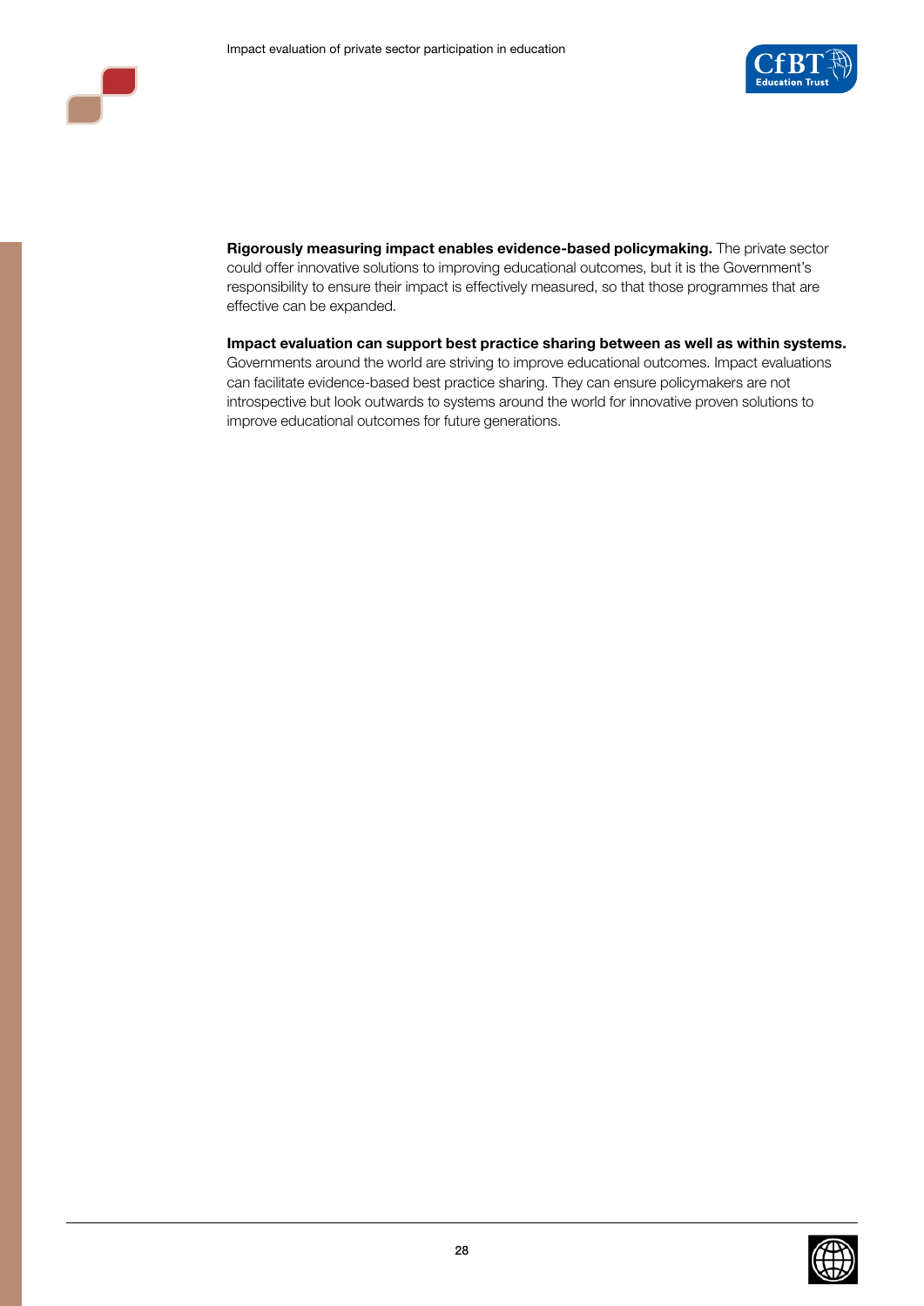**Rigorously measuring impact enables evidence-based policymaking.** The private sector could offer innovative solutions to improving educational outcomes, but it is the Government's responsibility to ensure their impact is effectively measured, so that those programmes that are effective can be expanded.

**Impact evaluation can support best practice sharing between as well as within systems.** Governments around the world are striving to improve educational outcomes. Impact evaluations can facilitate evidence-based best practice sharing. They can ensure policymakers are not introspective but look outwards to systems around the world for innovative proven solutions to improve educational outcomes for future generations.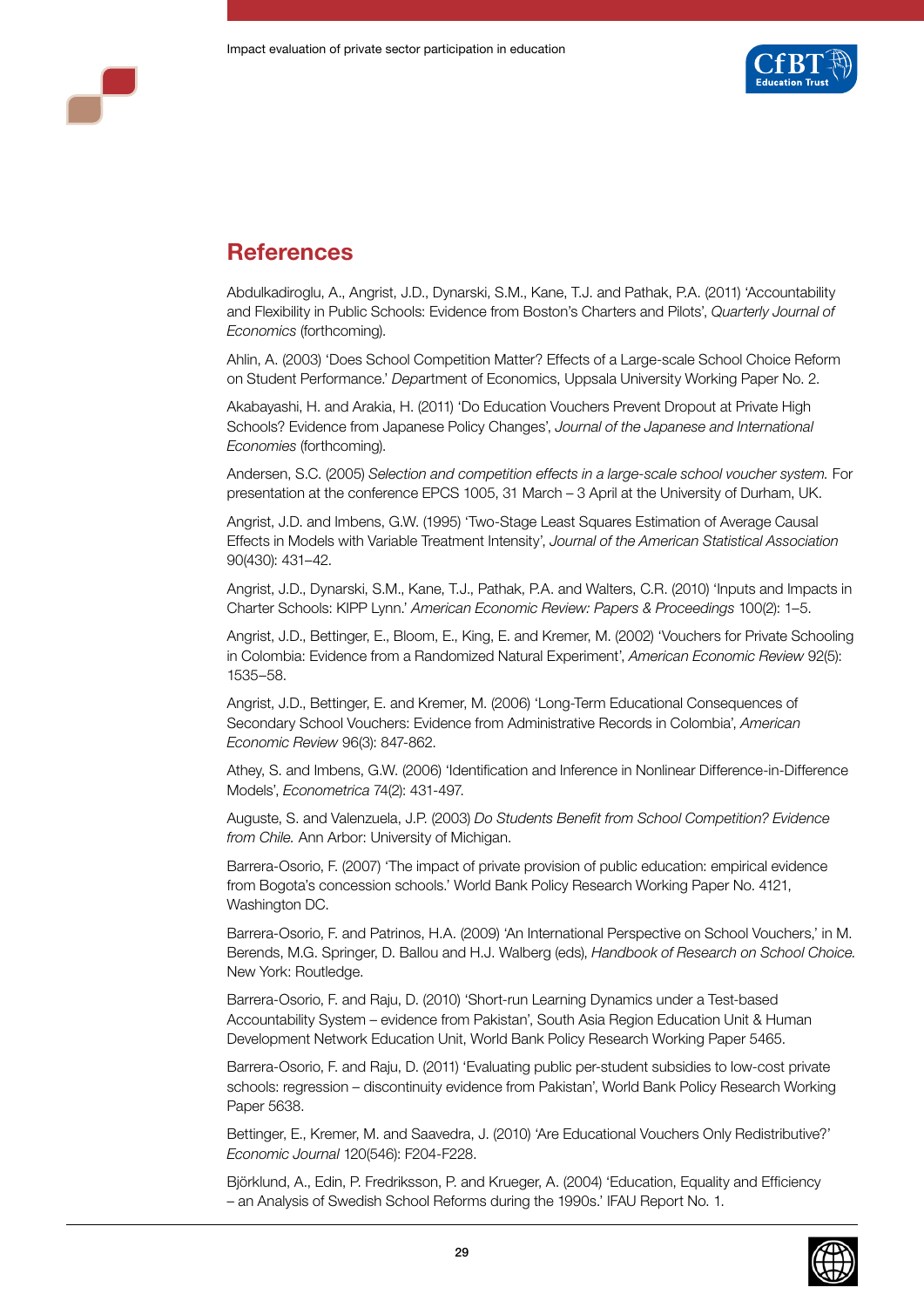## References

Abdulkadiroglu, A., Angrist, J.D., Dynarski, S.M., Kane, T.J. and Pathak, P.A. (2011) 'Accountability and Flexibility in Public Schools: Evidence from Boston's Charters and Pilots', *Quarterly Journal of Economics* (forthcoming).

Ahlin, A. (2003) 'Does School Competition Matter? Effects of a Large-scale School Choice Reform on Student Performance.' *Dep*artment of Economics, Uppsala University Working Paper No. 2.

Akabayashi, H. and Arakia, H. (2011) 'Do Education Vouchers Prevent Dropout at Private High Schools? Evidence from Japanese Policy Changes', *Journal of the Japanese and International Economies* (forthcoming).

Andersen, S.C. (2005) *Selection and competition effects in a large-scale school voucher system.* For presentation at the conference EPCS 1005, 31 March – 3 April at the University of Durham, UK.

Angrist, J.D. and Imbens, G.W. (1995) 'Two-Stage Least Squares Estimation of Average Causal Effects in Models with Variable Treatment Intensity', *Journal of the American Statistical Association* 90(430): 431–42.

Angrist, J.D., Dynarski, S.M., Kane, T.J., Pathak, P.A. and Walters, C.R. (2010) 'Inputs and Impacts in Charter Schools: KIPP Lynn.' *American Economic Review: Papers & Proceedings* 100(2): 1–5.

Angrist, J.D., Bettinger, E., Bloom, E., King, E. and Kremer, M. (2002) 'Vouchers for Private Schooling in Colombia: Evidence from a Randomized Natural Experiment', *American Economic Review* 92(5): 1535–58.

Angrist, J.D., Bettinger, E. and Kremer, M. (2006) 'Long-Term Educational Consequences of Secondary School Vouchers: Evidence from Administrative Records in Colombia', *American Economic Review* 96(3): 847-862.

Athey, S. and Imbens, G.W. (2006) 'Identification and Inference in Nonlinear Difference-in-Difference Models', *Econometrica* 74(2): 431-497.

Auguste, S. and Valenzuela, J.P. (2003) *Do Students Benefit from School Competition? Evidence from Chile.* Ann Arbor: University of Michigan.

Barrera-Osorio, F. (2007) 'The impact of private provision of public education: empirical evidence from Bogota's concession schools.' World Bank Policy Research Working Paper No. 4121, Washington DC.

Barrera-Osorio, F. and Patrinos, H.A. (2009) 'An International Perspective on School Vouchers,' in M. Berends, M.G. Springer, D. Ballou and H.J. Walberg (eds), *Handbook of Research on School Choice.* New York: Routledge.

Barrera-Osorio, F. and Raju, D. (2010) 'Short-run Learning Dynamics under a Test-based Accountability System – evidence from Pakistan', South Asia Region Education Unit & Human Development Network Education Unit, World Bank Policy Research Working Paper 5465.

Barrera-Osorio, F. and Raju, D. (2011) 'Evaluating public per-student subsidies to low-cost private schools: regression – discontinuity evidence from Pakistan', World Bank Policy Research Working Paper 5638.

Bettinger, E., Kremer, M. and Saavedra, J. (2010) 'Are Educational Vouchers Only Redistributive?' *Economic Journal* 120(546): F204-F228.

Björklund, A., Edin, P. Fredriksson, P. and Krueger, A. (2004) 'Education, Equality and Efficiency – an Analysis of Swedish School Reforms during the 1990s.' IFAU Report No. 1.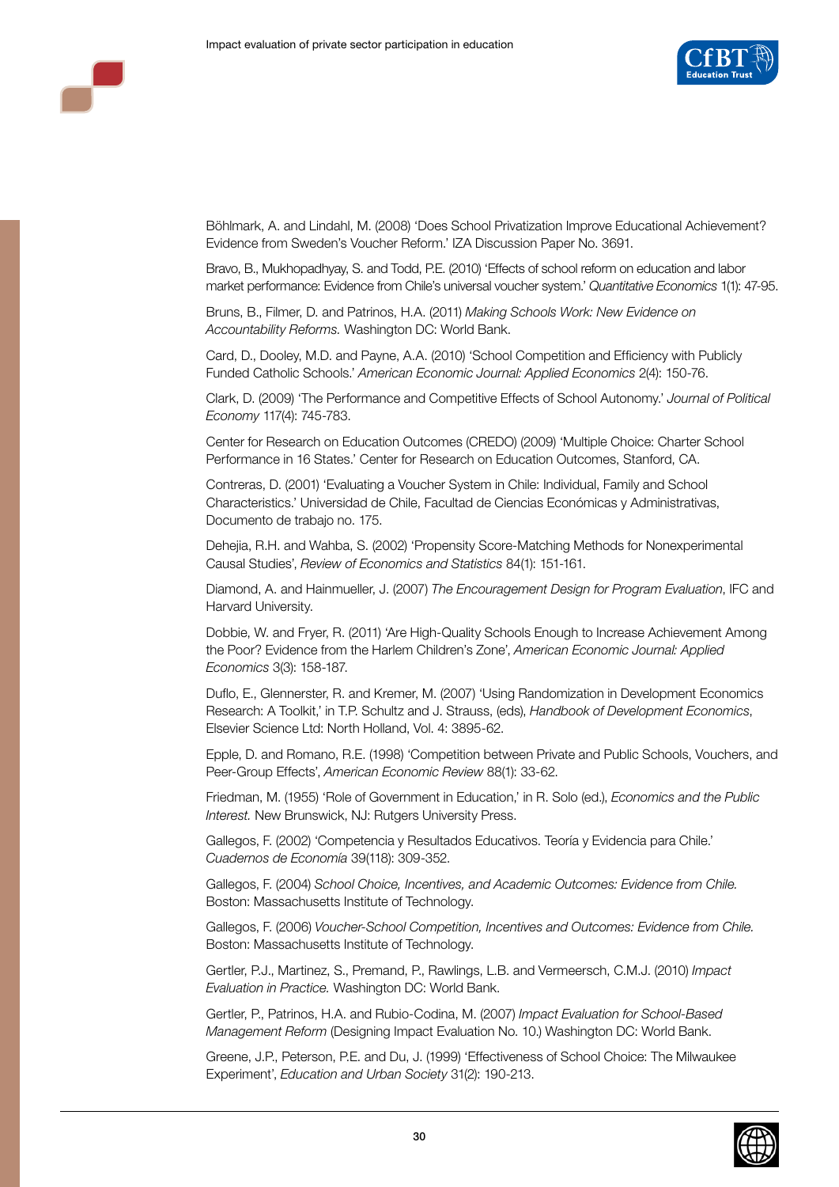Böhlmark, A. and Lindahl, M. (2008) 'Does School Privatization Improve Educational Achievement? Evidence from Sweden's Voucher Reform.' IZA Discussion Paper No. 3691.

Bravo, B., Mukhopadhyay, S. and Todd, P.E. (2010) 'Effects of school reform on education and labor market performance: Evidence from Chile's universal voucher system.' *Quantitative Economics* 1(1): 47-95.

Bruns, B., Filmer, D. and Patrinos, H.A. (2011) *Making Schools Work: New Evidence on Accountability Reforms.* Washington DC: World Bank.

Card, D., Dooley, M.D. and Payne, A.A. (2010) 'School Competition and Efficiency with Publicly Funded Catholic Schools.' *American Economic Journal: Applied Economics* 2(4): 150-76.

Clark, D. (2009) 'The Performance and Competitive Effects of School Autonomy.' *Journal of Political Economy* 117(4): 745-783.

Center for Research on Education Outcomes (CREDO) (2009) 'Multiple Choice: Charter School Performance in 16 States.' Center for Research on Education Outcomes, Stanford, CA.

Contreras, D. (2001) 'Evaluating a Voucher System in Chile: Individual, Family and School Characteristics.' Universidad de Chile, Facultad de Ciencias Económicas y Administrativas, Documento de trabajo no. 175.

Dehejia, R.H. and Wahba, S. (2002) 'Propensity Score-Matching Methods for Nonexperimental Causal Studies', *Review of Economics and Statistics* 84(1): 151-161.

Diamond, A. and Hainmueller, J. (2007) *The Encouragement Design for Program Evaluation*, IFC and Harvard University.

Dobbie, W. and Fryer, R. (2011) 'Are High-Quality Schools Enough to Increase Achievement Among the Poor? Evidence from the Harlem Children's Zone', *American Economic Journal: Applied Economics* 3(3): 158-187.

Duflo, E., Glennerster, R. and Kremer, M. (2007) 'Using Randomization in Development Economics Research: A Toolkit,' in T.P. Schultz and J. Strauss, (eds), *Handbook of Development Economics*, Elsevier Science Ltd: North Holland, Vol. 4: 3895-62.

Epple, D. and Romano, R.E. (1998) 'Competition between Private and Public Schools, Vouchers, and Peer-Group Effects', *American Economic Review* 88(1): 33-62.

Friedman, M. (1955) 'Role of Government in Education,' in R. Solo (ed.), *Economics and the Public Interest.* New Brunswick, NJ: Rutgers University Press.

Gallegos, F. (2002) 'Competencia y Resultados Educativos. Teoría y Evidencia para Chile.' *Cuadernos de Economía* 39(118): 309-352.

Gallegos, F. (2004) *School Choice, Incentives, and Academic Outcomes: Evidence from Chile.* Boston: Massachusetts Institute of Technology.

Gallegos, F. (2006) *Voucher-School Competition, Incentives and Outcomes: Evidence from Chile.* Boston: Massachusetts Institute of Technology.

Gertler, P.J., Martinez, S., Premand, P., Rawlings, L.B. and Vermeersch, C.M.J. (2010) *Impact Evaluation in Practice.* Washington DC: World Bank.

Gertler, P., Patrinos, H.A. and Rubio-Codina, M. (2007) *Impact Evaluation for School-Based Management Reform* (Designing Impact Evaluation No. 10.) Washington DC: World Bank.

Greene, J.P., Peterson, P.E. and Du, J. (1999) 'Effectiveness of School Choice: The Milwaukee Experiment', *Education and Urban Society* 31(2): 190-213.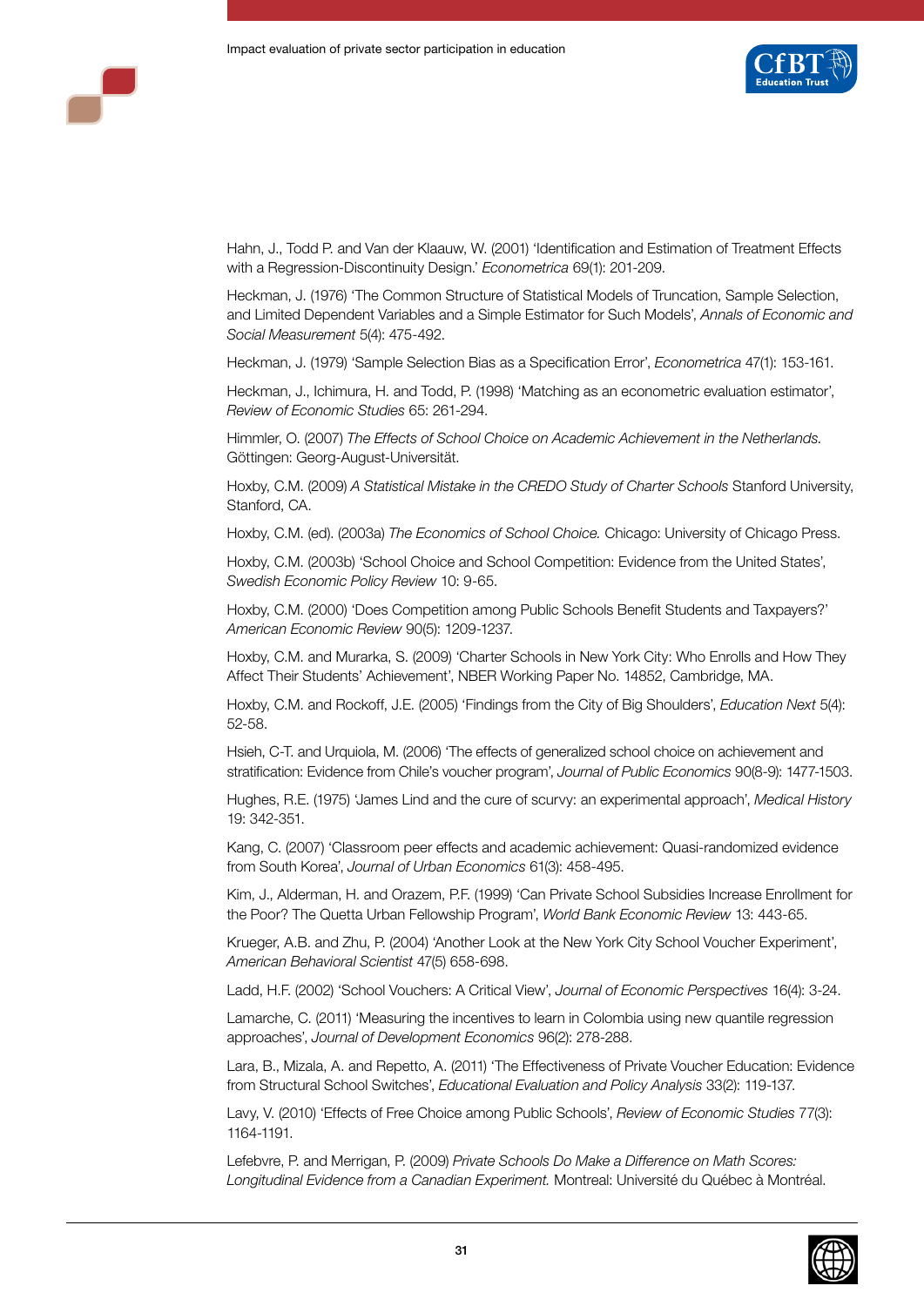Hahn, J., Todd P. and Van der Klaauw, W. (2001) 'Identification and Estimation of Treatment Effects with a Regression-Discontinuity Design.' *Econometrica* 69(1): 201-209.

Heckman, J. (1976) 'The Common Structure of Statistical Models of Truncation, Sample Selection, and Limited Dependent Variables and a Simple Estimator for Such Models', *Annals of Economic and Social Measurement* 5(4): 475-492.

Heckman, J. (1979) 'Sample Selection Bias as a Specification Error', *Econometrica* 47(1): 153-161.

Heckman, J., Ichimura, H. and Todd, P. (1998) 'Matching as an econometric evaluation estimator', *Review of Economic Studies* 65: 261-294.

Himmler, O. (2007) *The Effects of School Choice on Academic Achievement in the Netherlands.* Göttingen: Georg-August-Universität.

Hoxby, C.M. (2009) *A Statistical Mistake in the CREDO Study of Charter Schools* Stanford University, Stanford, CA.

Hoxby, C.M. (ed). (2003a) *The Economics of School Choice.* Chicago: University of Chicago Press.

Hoxby, C.M. (2003b) 'School Choice and School Competition: Evidence from the United States', *Swedish Economic Policy Review* 10: 9-65.

Hoxby, C.M. (2000) 'Does Competition among Public Schools Benefit Students and Taxpayers?' *American Economic Review* 90(5): 1209-1237.

Hoxby, C.M. and Murarka, S. (2009) 'Charter Schools in New York City: Who Enrolls and How They Affect Their Students' Achievement', NBER Working Paper No. 14852, Cambridge, MA.

Hoxby, C.M. and Rockoff, J.E. (2005) 'Findings from the City of Big Shoulders', *Education Next* 5(4): 52-58.

Hsieh, C-T. and Urquiola, M. (2006) 'The effects of generalized school choice on achievement and stratification: Evidence from Chile's voucher program', *Journal of Public Economics* 90(8-9): 1477-1503.

Hughes, R.E. (1975) 'James Lind and the cure of scurvy: an experimental approach', *Medical History* 19: 342-351.

Kang, C. (2007) 'Classroom peer effects and academic achievement: Quasi-randomized evidence from South Korea', *Journal of Urban Economics* 61(3): 458-495.

Kim, J., Alderman, H. and Orazem, P.F. (1999) 'Can Private School Subsidies Increase Enrollment for the Poor? The Quetta Urban Fellowship Program', *World Bank Economic Review* 13: 443-65.

Krueger, A.B. and Zhu, P. (2004) 'Another Look at the New York City School Voucher Experiment', *American Behavioral Scientist* 47(5) 658-698.

Ladd, H.F. (2002) 'School Vouchers: A Critical View', *Journal of Economic Perspectives* 16(4): 3-24.

Lamarche, C. (2011) 'Measuring the incentives to learn in Colombia using new quantile regression approaches', *Journal of Development Economics* 96(2): 278-288.

Lara, B., Mizala, A. and Repetto, A. (2011) 'The Effectiveness of Private Voucher Education: Evidence from Structural School Switches', *Educational Evaluation and Policy Analysis* 33(2): 119-137.

Lavy, V. (2010) 'Effects of Free Choice among Public Schools', *Review of Economic Studies* 77(3): 1164-1191.

Lefebvre, P. and Merrigan, P. (2009) *Private Schools Do Make a Difference on Math Scores: Longitudinal Evidence from a Canadian Experiment.* Montreal: Université du Québec à Montréal.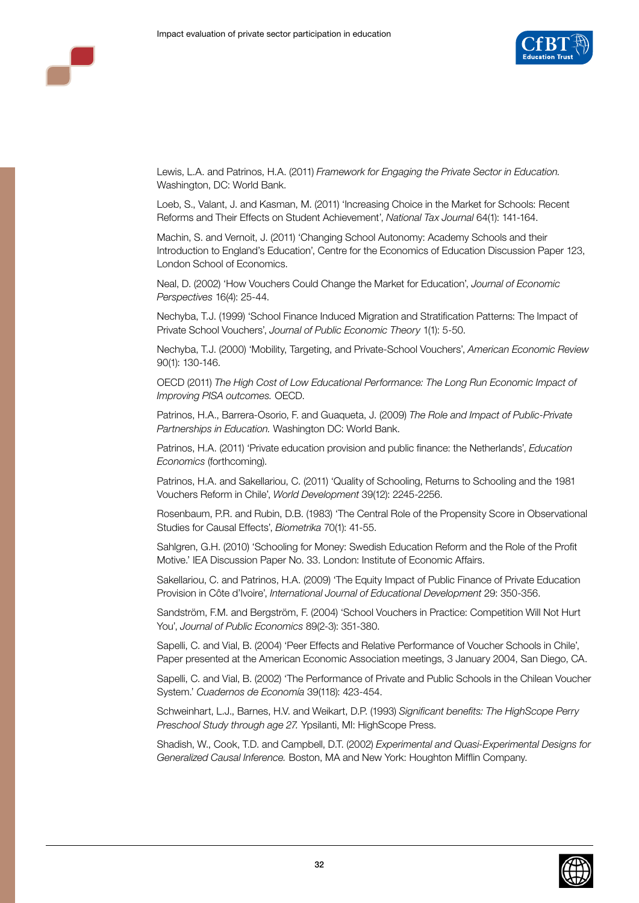Lewis, L.A. and Patrinos, H.A. (2011) *Framework for Engaging the Private Sector in Education.* Washington, DC: World Bank.

Loeb, S., Valant, J. and Kasman, M. (2011) 'Increasing Choice in the Market for Schools: Recent Reforms and Their Effects on Student Achievement', *National Tax Journal* 64(1): 141-164.

Machin, S. and Vernoit, J. (2011) 'Changing School Autonomy: Academy Schools and their Introduction to England's Education', Centre for the Economics of Education Discussion Paper 123, London School of Economics.

Neal, D. (2002) 'How Vouchers Could Change the Market for Education', *Journal of Economic Perspectives* 16(4): 25-44.

Nechyba, T.J. (1999) 'School Finance Induced Migration and Stratification Patterns: The Impact of Private School Vouchers', *Journal of Public Economic Theory* 1(1): 5-50.

Nechyba, T.J. (2000) 'Mobility, Targeting, and Private-School Vouchers', *American Economic Review* 90(1): 130-146.

OECD (2011) *The High Cost of Low Educational Performance: The Long Run Economic Impact of Improving PISA outcomes.* OECD.

Patrinos, H.A., Barrera-Osorio, F. and Guaqueta, J. (2009) *The Role and Impact of Public-Private Partnerships in Education.* Washington DC: World Bank.

Patrinos, H.A. (2011) 'Private education provision and public finance: the Netherlands', *Education Economics* (forthcoming).

Patrinos, H.A. and Sakellariou, C. (2011) 'Quality of Schooling, Returns to Schooling and the 1981 Vouchers Reform in Chile', *World Development* 39(12): 2245-2256.

Rosenbaum, P.R. and Rubin, D.B. (1983) 'The Central Role of the Propensity Score in Observational Studies for Causal Effects', *Biometrika* 70(1): 41-55.

Sahlgren, G.H. (2010) 'Schooling for Money: Swedish Education Reform and the Role of the Profit Motive.' IEA Discussion Paper No. 33. London: Institute of Economic Affairs.

Sakellariou, C. and Patrinos, H.A. (2009) 'The Equity Impact of Public Finance of Private Education Provision in Côte d'Ivoire', *International Journal of Educational Development* 29: 350-356.

Sandström, F.M. and Bergström, F. (2004) 'School Vouchers in Practice: Competition Will Not Hurt You', *Journal of Public Economics* 89(2-3): 351-380.

Sapelli, C. and Vial, B. (2004) 'Peer Effects and Relative Performance of Voucher Schools in Chile', Paper presented at the American Economic Association meetings, 3 January 2004, San Diego, CA.

Sapelli, C. and Vial, B. (2002) 'The Performance of Private and Public Schools in the Chilean Voucher System.' *Cuadernos de Economía* 39(118): 423-454.

Schweinhart, L.J., Barnes, H.V. and Weikart, D.P. (1993) *Significant benefits: The HighScope Perry Preschool Study through age 27.* Ypsilanti, MI: HighScope Press.

Shadish, W., Cook, T.D. and Campbell, D.T. (2002) *Experimental and Quasi-Experimental Designs for Generalized Causal Inference.* Boston, MA and New York: Houghton Mifflin Company.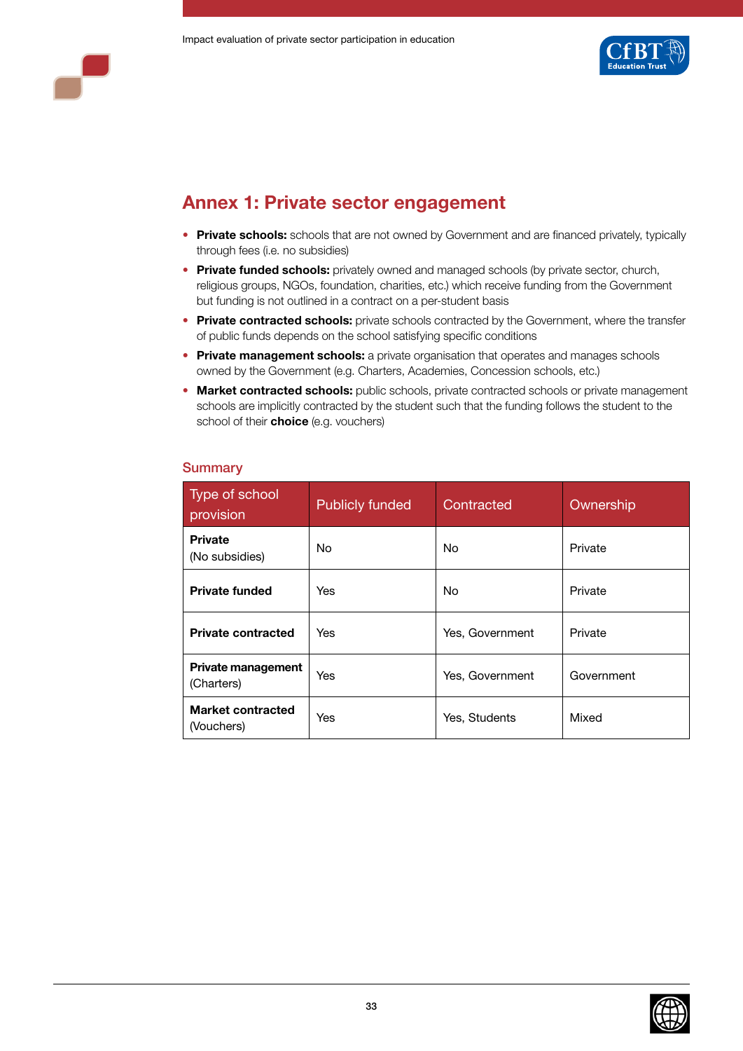# Annex 1: Private sector engagement

- **Private schools:** schools that are not owned by Government and are financed privately, typically through fees (i.e. no subsidies)
- **Private funded schools:** privately owned and managed schools (by private sector, church, religious groups, NGOs, foundation, charities, etc.) which receive funding from the Government but funding is not outlined in a contract on a per-student basis
- **Private contracted schools:** private schools contracted by the Government, where the transfer of public funds depends on the school satisfying specific conditions
- **Private management schools:** a private organisation that operates and manages schools owned by the Government (e.g. Charters, Academies, Concession schools, etc.)
- **Market contracted schools:** public schools, private contracted schools or private management schools are implicitly contracted by the student such that the funding follows the student to the school of their **choice** (e.g. vouchers)

## Summary

| Type of school provision | Publicly funded | Contracted | Ownership |
|---|---|---|---|
| **Private** (No subsidies) | No | No | Private |
| **Private funded** | Yes | No | Private |
| **Private contracted** | Yes | Yes, Government | Private |
| **Private management** (Charters) | Yes | Yes, Government | Government |
| **Market contracted** (Vouchers) | Yes | Yes, Students | Mixed |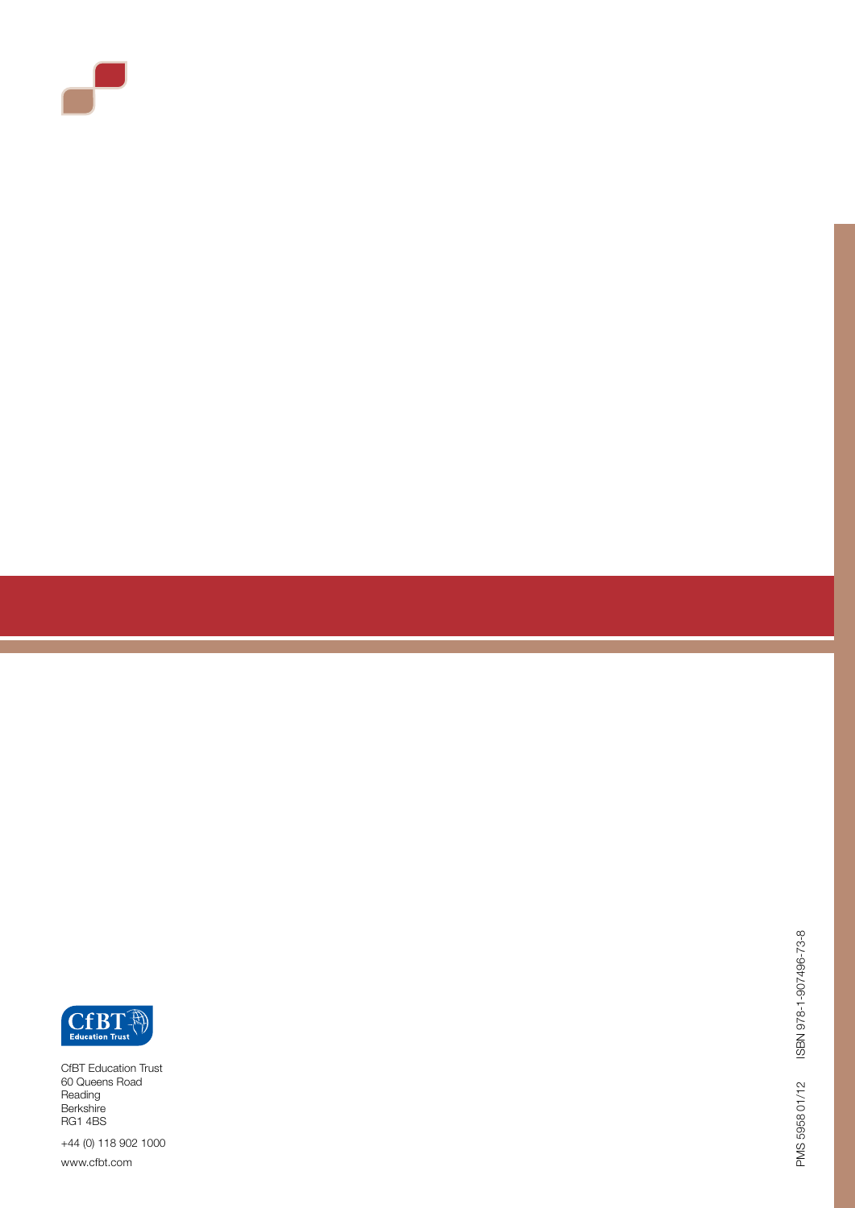CfBT Education Trust
60 Queens Road
Reading
Berkshire
RG1 4BS

+44 (0) 118 902 1000

www.cfbt.com

PMS 5958 01/12 ISBN 978-1-907496-73-8